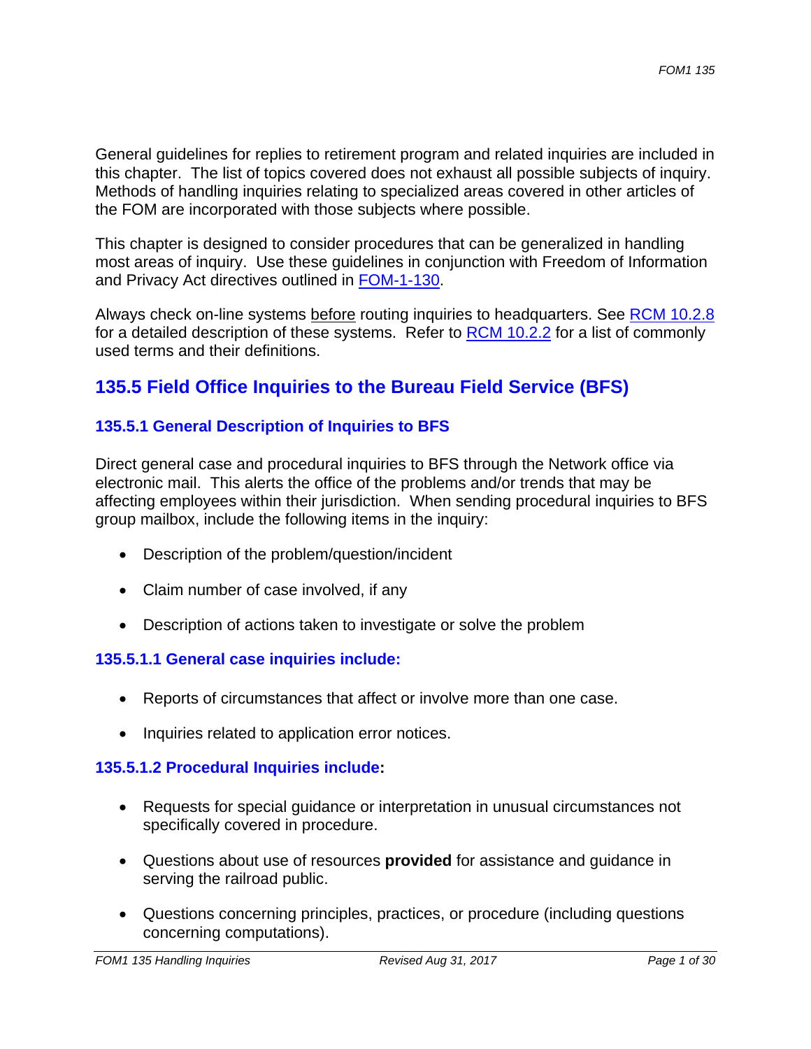General guidelines for replies to retirement program and related inquiries are included in this chapter. The list of topics covered does not exhaust all possible subjects of inquiry. Methods of handling inquiries relating to specialized areas covered in other articles of the FOM are incorporated with those subjects where possible.

This chapter is designed to consider procedures that can be generalized in handling most areas of inquiry. Use these guidelines in conjunction with Freedom of Information and Privacy Act directives outlined in FOM-1-130.

Always check on-line systems before routing inquiries to headquarters. See RCM 10.2.8 for a detailed description of these systems. Refer to RCM 10.2.2 for a list of commonly used terms and their definitions.

## 135.5 Field Office Inquiries to the Bureau Field Service (BFS)

### 135.5.1 General Description of Inquiries to BFS

Direct general case and procedural inquiries to BFS through the Network office via electronic mail. This alerts the office of the problems and/or trends that may be affecting employees within their jurisdiction. When sending procedural inquiries to BFS group mailbox, include the following items in the inquiry:

- Description of the problem/question/incident
- Claim number of case involved, if any
- Description of actions taken to investigate or solve the problem

#### 135.5.1.1 General case inquiries include:

- Reports of circumstances that affect or involve more than one case.
- Inquiries related to application error notices.

#### 135.5.1.2 Procedural Inquiries include:

- Requests for special guidance or interpretation in unusual circumstances not specifically covered in procedure.
- Questions about use of resources **provided** for assistance and guidance in serving the railroad public.
- Questions concerning principles, practices, or procedure (including questions concerning computations).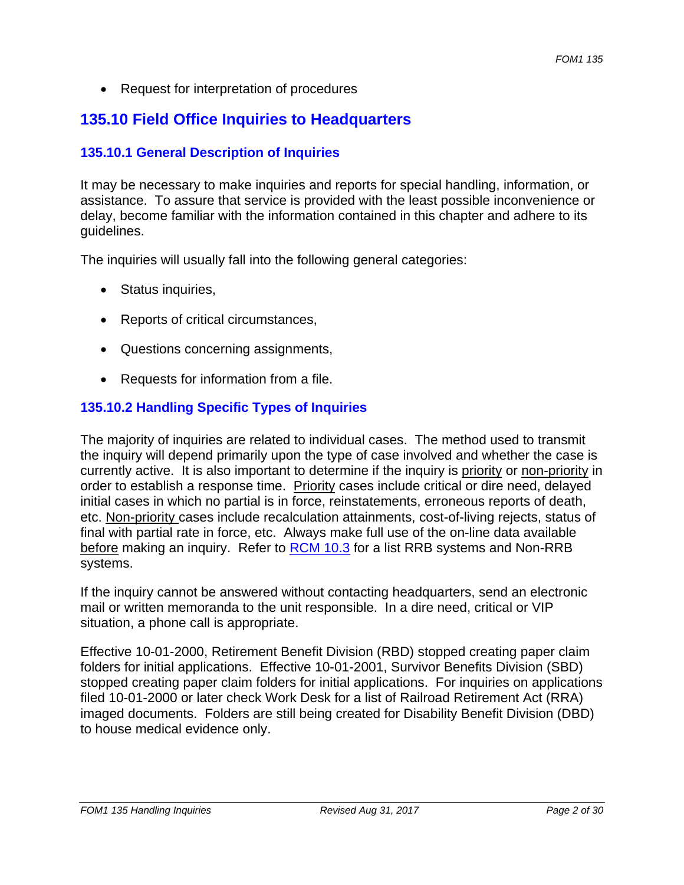- Request for interpretation of procedures

## 135.10 Field Office Inquiries to Headquarters

### 135.10.1 General Description of Inquiries

It may be necessary to make inquiries and reports for special handling, information, or assistance. To assure that service is provided with the least possible inconvenience or delay, become familiar with the information contained in this chapter and adhere to its guidelines.

The inquiries will usually fall into the following general categories:

- Status inquiries,
- Reports of critical circumstances,
- Questions concerning assignments,
- Requests for information from a file.

### 135.10.2 Handling Specific Types of Inquiries

The majority of inquiries are related to individual cases. The method used to transmit the inquiry will depend primarily upon the type of case involved and whether the case is currently active. It is also important to determine if the inquiry is priority or non-priority in order to establish a response time. Priority cases include critical or dire need, delayed initial cases in which no partial is in force, reinstatements, erroneous reports of death, etc. Non-priority cases include recalculation attainments, cost-of-living rejects, status of final with partial rate in force, etc. Always make full use of the on-line data available before making an inquiry. Refer to RCM 10.3 for a list RRB systems and Non-RRB systems.

If the inquiry cannot be answered without contacting headquarters, send an electronic mail or written memoranda to the unit responsible. In a dire need, critical or VIP situation, a phone call is appropriate.

Effective 10-01-2000, Retirement Benefit Division (RBD) stopped creating paper claim folders for initial applications. Effective 10-01-2001, Survivor Benefits Division (SBD) stopped creating paper claim folders for initial applications. For inquiries on applications filed 10-01-2000 or later check Work Desk for a list of Railroad Retirement Act (RRA) imaged documents. Folders are still being created for Disability Benefit Division (DBD) to house medical evidence only.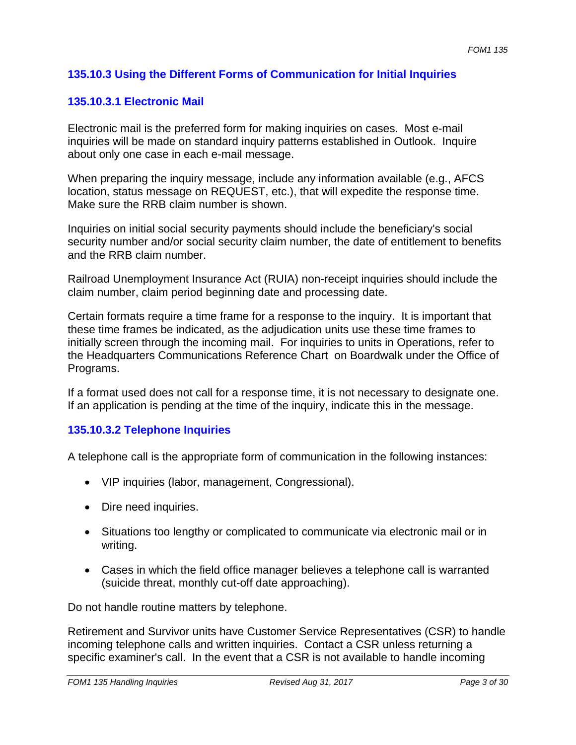### 135.10.3 Using the Different Forms of Communication for Initial Inquiries

#### 135.10.3.1 Electronic Mail

Electronic mail is the preferred form for making inquiries on cases. Most e-mail inquiries will be made on standard inquiry patterns established in Outlook. Inquire about only one case in each e-mail message.

When preparing the inquiry message, include any information available (e.g., AFCS location, status message on REQUEST, etc.), that will expedite the response time. Make sure the RRB claim number is shown.

Inquiries on initial social security payments should include the beneficiary's social security number and/or social security claim number, the date of entitlement to benefits and the RRB claim number.

Railroad Unemployment Insurance Act (RUIA) non-receipt inquiries should include the claim number, claim period beginning date and processing date.

Certain formats require a time frame for a response to the inquiry. It is important that these time frames be indicated, as the adjudication units use these time frames to initially screen through the incoming mail. For inquiries to units in Operations, refer to the Headquarters Communications Reference Chart on Boardwalk under the Office of Programs.

If a format used does not call for a response time, it is not necessary to designate one. If an application is pending at the time of the inquiry, indicate this in the message.

#### 135.10.3.2 Telephone Inquiries

A telephone call is the appropriate form of communication in the following instances:

- VIP inquiries (labor, management, Congressional).
- Dire need inquiries.
- Situations too lengthy or complicated to communicate via electronic mail or in writing.
- Cases in which the field office manager believes a telephone call is warranted (suicide threat, monthly cut-off date approaching).

Do not handle routine matters by telephone.

Retirement and Survivor units have Customer Service Representatives (CSR) to handle incoming telephone calls and written inquiries. Contact a CSR unless returning a specific examiner's call. In the event that a CSR is not available to handle incoming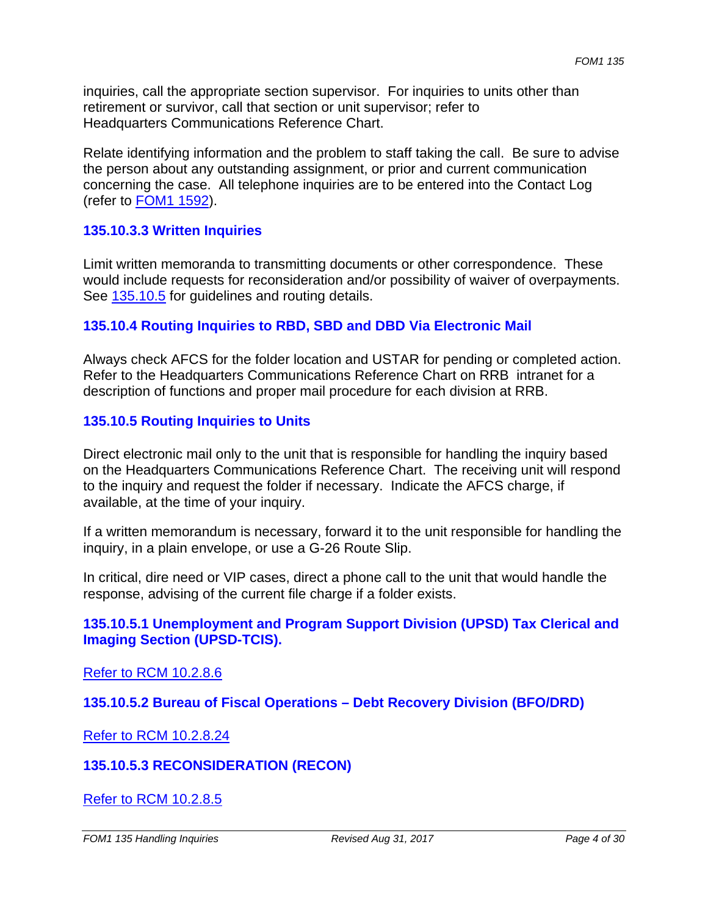inquiries, call the appropriate section supervisor. For inquiries to units other than retirement or survivor, call that section or unit supervisor; refer to Headquarters Communications Reference Chart.

Relate identifying information and the problem to staff taking the call. Be sure to advise the person about any outstanding assignment, or prior and current communication concerning the case. All telephone inquiries are to be entered into the Contact Log (refer to FOM1 1592).

### 135.10.3.3 Written Inquiries

Limit written memoranda to transmitting documents or other correspondence. These would include requests for reconsideration and/or possibility of waiver of overpayments. See 135.10.5 for guidelines and routing details.

## 135.10.4 Routing Inquiries to RBD, SBD and DBD Via Electronic Mail

Always check AFCS for the folder location and USTAR for pending or completed action. Refer to the Headquarters Communications Reference Chart on RRB intranet for a description of functions and proper mail procedure for each division at RRB.

## 135.10.5 Routing Inquiries to Units

Direct electronic mail only to the unit that is responsible for handling the inquiry based on the Headquarters Communications Reference Chart. The receiving unit will respond to the inquiry and request the folder if necessary. Indicate the AFCS charge, if available, at the time of your inquiry.

If a written memorandum is necessary, forward it to the unit responsible for handling the inquiry, in a plain envelope, or use a G-26 Route Slip.

In critical, dire need or VIP cases, direct a phone call to the unit that would handle the response, advising of the current file charge if a folder exists.

### 135.10.5.1 Unemployment and Program Support Division (UPSD) Tax Clerical and Imaging Section (UPSD-TCIS).

Refer to RCM 10.2.8.6

### 135.10.5.2 Bureau of Fiscal Operations – Debt Recovery Division (BFO/DRD)

Refer to RCM 10.2.8.24

### 135.10.5.3 RECONSIDERATION (RECON)

Refer to RCM 10.2.8.5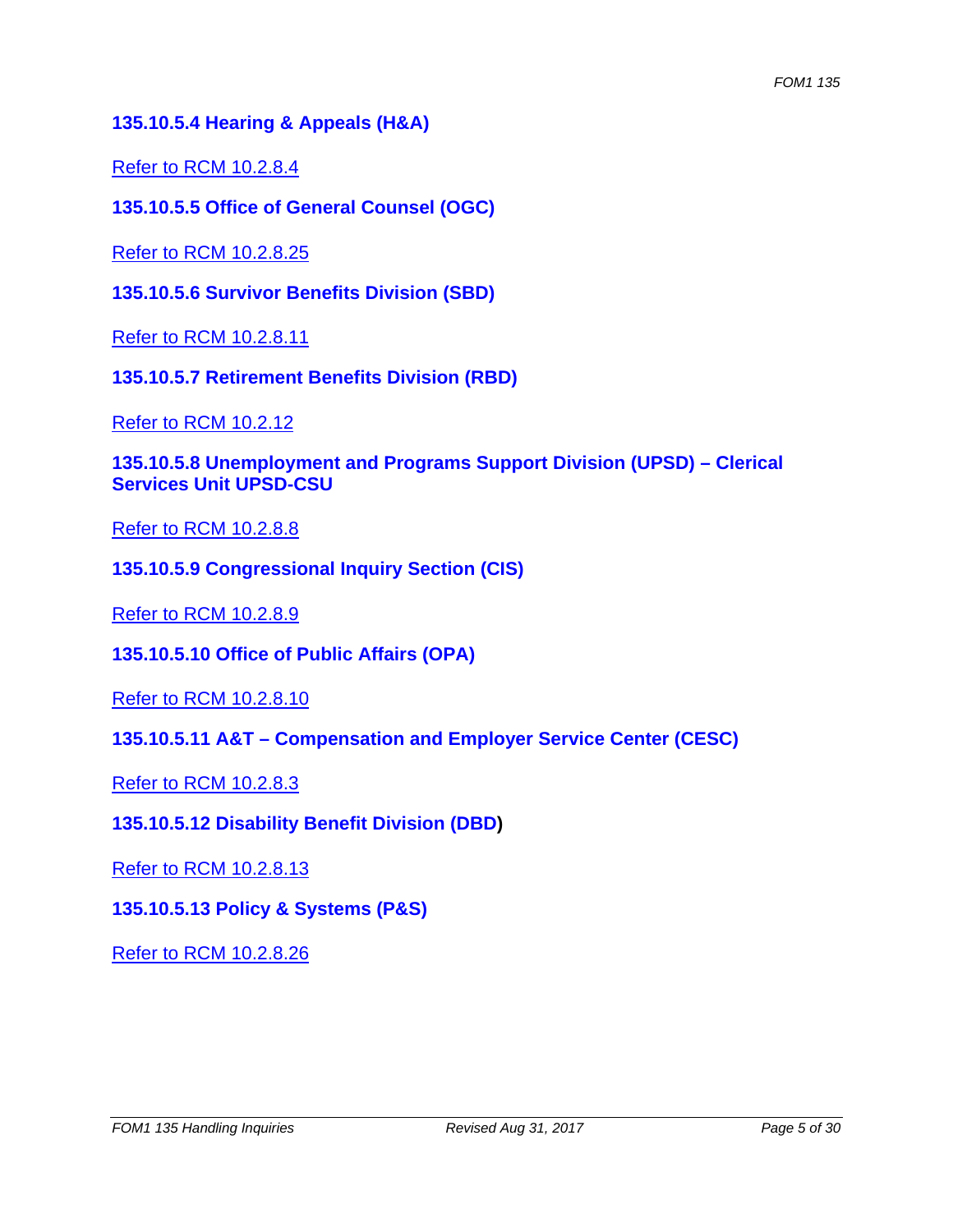### 135.10.5.4 Hearing & Appeals (H&A)

Refer to RCM 10.2.8.4

### 135.10.5.5 Office of General Counsel (OGC)

Refer to RCM 10.2.8.25

### 135.10.5.6 Survivor Benefits Division (SBD)

Refer to RCM 10.2.8.11

### 135.10.5.7 Retirement Benefits Division (RBD)

Refer to RCM 10.2.12

### 135.10.5.8 Unemployment and Programs Support Division (UPSD) – Clerical Services Unit UPSD-CSU

Refer to RCM 10.2.8.8

### 135.10.5.9 Congressional Inquiry Section (CIS)

Refer to RCM 10.2.8.9

### 135.10.5.10 Office of Public Affairs (OPA)

Refer to RCM 10.2.8.10

### 135.10.5.11 A&T – Compensation and Employer Service Center (CESC)

Refer to RCM 10.2.8.3

### 135.10.5.12 Disability Benefit Division (DBD)

Refer to RCM 10.2.8.13

### 135.10.5.13 Policy & Systems (P&S)

Refer to RCM 10.2.8.26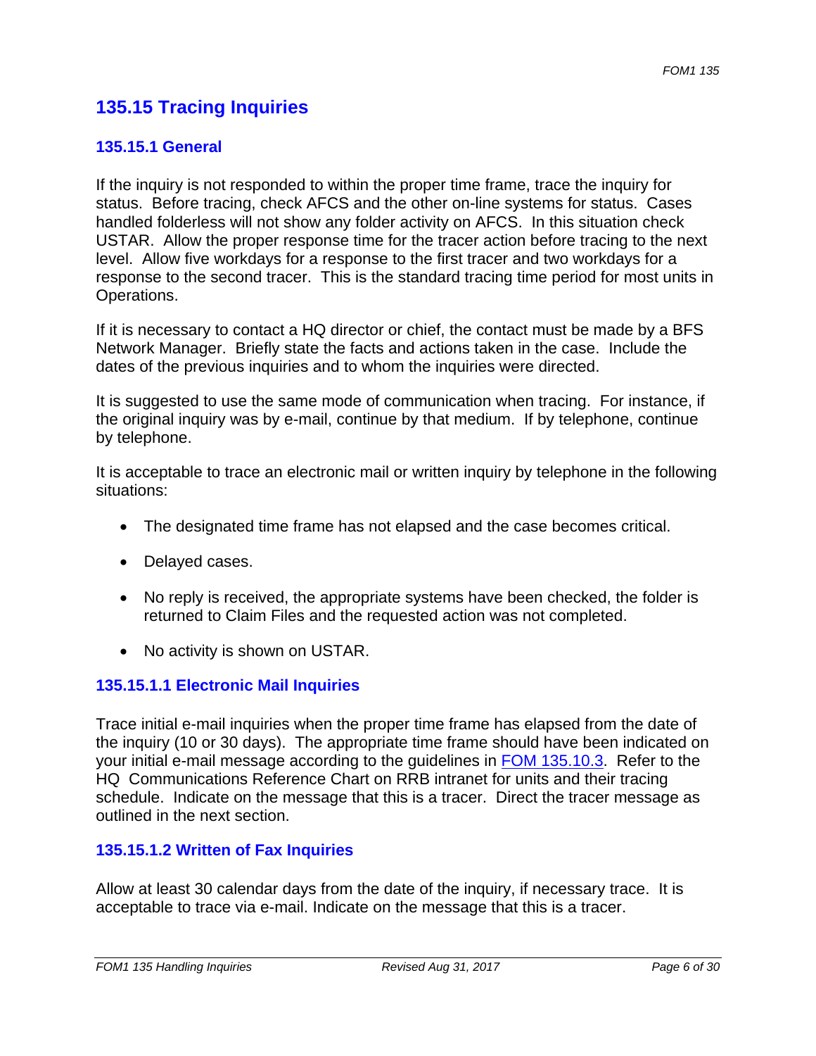## 135.15 Tracing Inquiries

### 135.15.1 General

If the inquiry is not responded to within the proper time frame, trace the inquiry for status. Before tracing, check AFCS and the other on-line systems for status. Cases handled folderless will not show any folder activity on AFCS. In this situation check USTAR. Allow the proper response time for the tracer action before tracing to the next level. Allow five workdays for a response to the first tracer and two workdays for a response to the second tracer. This is the standard tracing time period for most units in Operations.

If it is necessary to contact a HQ director or chief, the contact must be made by a BFS Network Manager. Briefly state the facts and actions taken in the case. Include the dates of the previous inquiries and to whom the inquiries were directed.

It is suggested to use the same mode of communication when tracing. For instance, if the original inquiry was by e-mail, continue by that medium. If by telephone, continue by telephone.

It is acceptable to trace an electronic mail or written inquiry by telephone in the following situations:

- The designated time frame has not elapsed and the case becomes critical.
- Delayed cases.
- No reply is received, the appropriate systems have been checked, the folder is returned to Claim Files and the requested action was not completed.
- No activity is shown on USTAR.

#### 135.15.1.1 Electronic Mail Inquiries

Trace initial e-mail inquiries when the proper time frame has elapsed from the date of the inquiry (10 or 30 days). The appropriate time frame should have been indicated on your initial e-mail message according to the guidelines in FOM 135.10.3. Refer to the HQ Communications Reference Chart on RRB intranet for units and their tracing schedule. Indicate on the message that this is a tracer. Direct the tracer message as outlined in the next section.

#### 135.15.1.2 Written of Fax Inquiries

Allow at least 30 calendar days from the date of the inquiry, if necessary trace. It is acceptable to trace via e-mail. Indicate on the message that this is a tracer.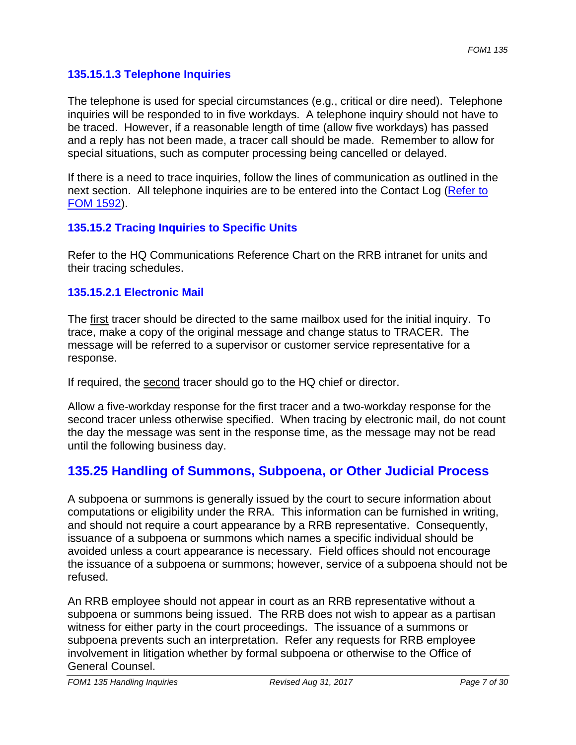### 135.15.1.3 Telephone Inquiries

The telephone is used for special circumstances (e.g., critical or dire need). Telephone inquiries will be responded to in five workdays. A telephone inquiry should not have to be traced. However, if a reasonable length of time (allow five workdays) has passed and a reply has not been made, a tracer call should be made. Remember to allow for special situations, such as computer processing being cancelled or delayed.

If there is a need to trace inquiries, follow the lines of communication as outlined in the next section. All telephone inquiries are to be entered into the Contact Log (Refer to FOM 1592).

### 135.15.2 Tracing Inquiries to Specific Units

Refer to the HQ Communications Reference Chart on the RRB intranet for units and their tracing schedules.

### 135.15.2.1 Electronic Mail

The first tracer should be directed to the same mailbox used for the initial inquiry. To trace, make a copy of the original message and change status to TRACER. The message will be referred to a supervisor or customer service representative for a response.

If required, the second tracer should go to the HQ chief or director.

Allow a five-workday response for the first tracer and a two-workday response for the second tracer unless otherwise specified. When tracing by electronic mail, do not count the day the message was sent in the response time, as the message may not be read until the following business day.

## 135.25 Handling of Summons, Subpoena, or Other Judicial Process

A subpoena or summons is generally issued by the court to secure information about computations or eligibility under the RRA. This information can be furnished in writing, and should not require a court appearance by a RRB representative. Consequently, issuance of a subpoena or summons which names a specific individual should be avoided unless a court appearance is necessary. Field offices should not encourage the issuance of a subpoena or summons; however, service of a subpoena should not be refused.

An RRB employee should not appear in court as an RRB representative without a subpoena or summons being issued. The RRB does not wish to appear as a partisan witness for either party in the court proceedings. The issuance of a summons or subpoena prevents such an interpretation. Refer any requests for RRB employee involvement in litigation whether by formal subpoena or otherwise to the Office of General Counsel.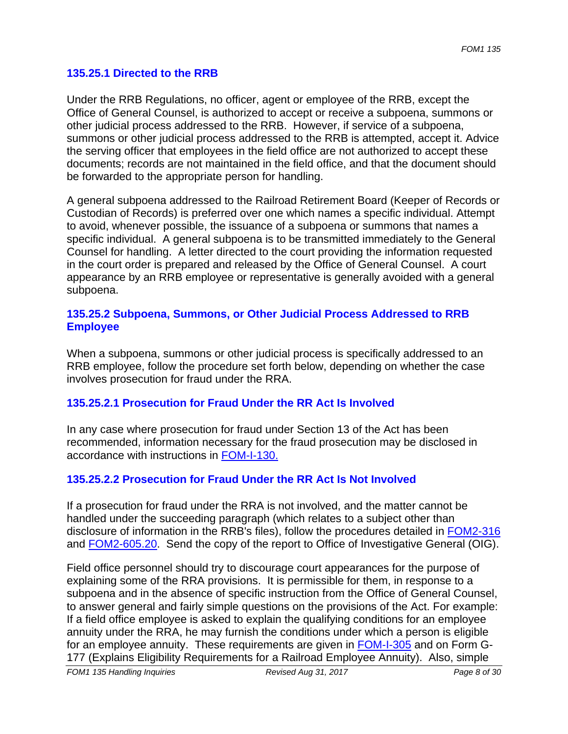### 135.25.1 Directed to the RRB

Under the RRB Regulations, no officer, agent or employee of the RRB, except the Office of General Counsel, is authorized to accept or receive a subpoena, summons or other judicial process addressed to the RRB. However, if service of a subpoena, summons or other judicial process addressed to the RRB is attempted, accept it. Advice the serving officer that employees in the field office are not authorized to accept these documents; records are not maintained in the field office, and that the document should be forwarded to the appropriate person for handling.

A general subpoena addressed to the Railroad Retirement Board (Keeper of Records or Custodian of Records) is preferred over one which names a specific individual. Attempt to avoid, whenever possible, the issuance of a subpoena or summons that names a specific individual. A general subpoena is to be transmitted immediately to the General Counsel for handling. A letter directed to the court providing the information requested in the court order is prepared and released by the Office of General Counsel. A court appearance by an RRB employee or representative is generally avoided with a general subpoena.

### 135.25.2 Subpoena, Summons, or Other Judicial Process Addressed to RRB Employee

When a subpoena, summons or other judicial process is specifically addressed to an RRB employee, follow the procedure set forth below, depending on whether the case involves prosecution for fraud under the RRA.

#### 135.25.2.1 Prosecution for Fraud Under the RR Act Is Involved

In any case where prosecution for fraud under Section 13 of the Act has been recommended, information necessary for the fraud prosecution may be disclosed in accordance with instructions in FOM-I-130.

#### 135.25.2.2 Prosecution for Fraud Under the RR Act Is Not Involved

If a prosecution for fraud under the RRA is not involved, and the matter cannot be handled under the succeeding paragraph (which relates to a subject other than disclosure of information in the RRB's files), follow the procedures detailed in FOM2-316 and FOM2-605.20. Send the copy of the report to Office of Investigative General (OIG).

Field office personnel should try to discourage court appearances for the purpose of explaining some of the RRA provisions. It is permissible for them, in response to a subpoena and in the absence of specific instruction from the Office of General Counsel, to answer general and fairly simple questions on the provisions of the Act. For example: If a field office employee is asked to explain the qualifying conditions for an employee annuity under the RRA, he may furnish the conditions under which a person is eligible for an employee annuity. These requirements are given in FOM-I-305 and on Form G-177 (Explains Eligibility Requirements for a Railroad Employee Annuity). Also, simple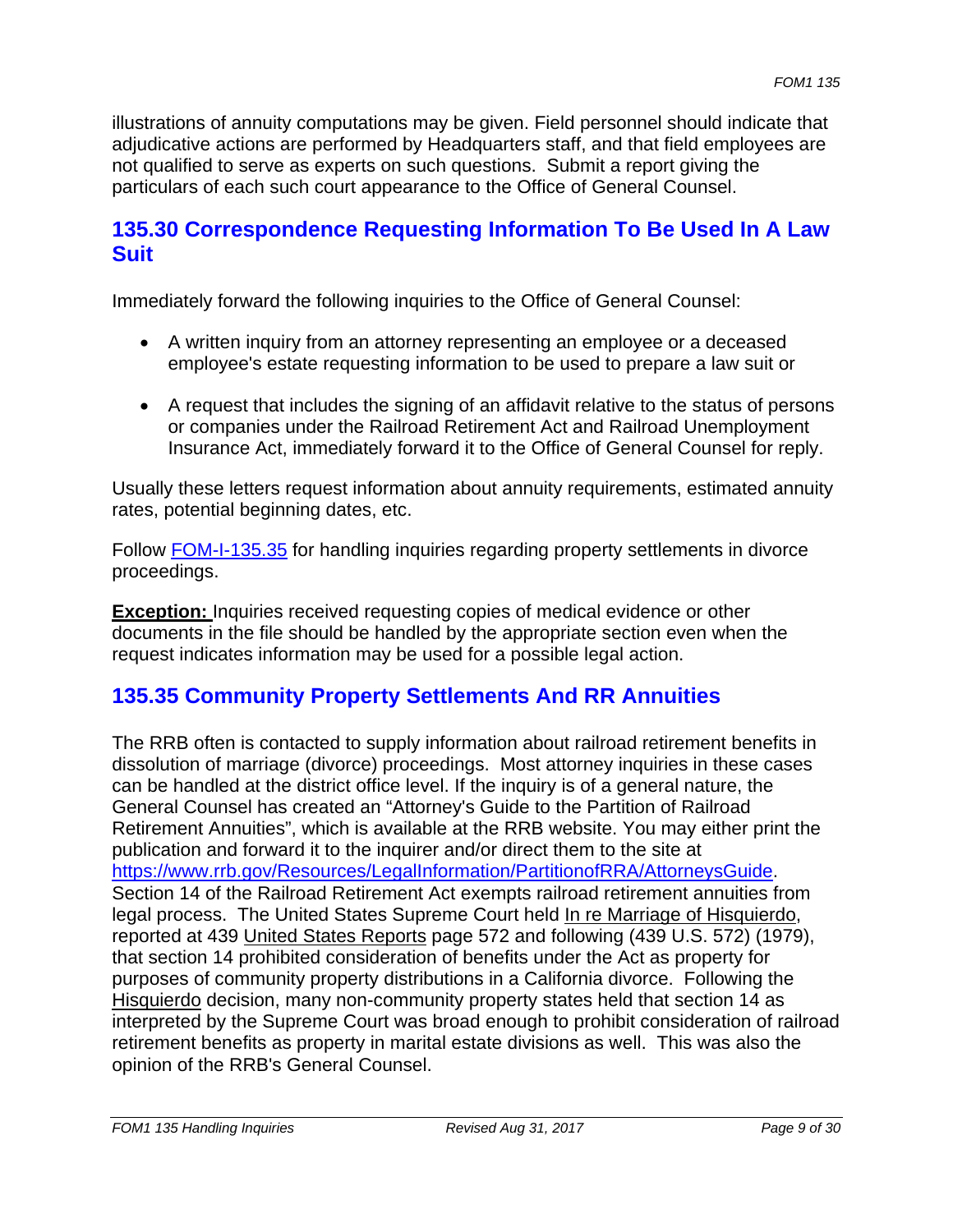illustrations of annuity computations may be given. Field personnel should indicate that adjudicative actions are performed by Headquarters staff, and that field employees are not qualified to serve as experts on such questions. Submit a report giving the particulars of each such court appearance to the Office of General Counsel.

## 135.30 Correspondence Requesting Information To Be Used In A Law Suit

Immediately forward the following inquiries to the Office of General Counsel:

- A written inquiry from an attorney representing an employee or a deceased employee's estate requesting information to be used to prepare a law suit or
- A request that includes the signing of an affidavit relative to the status of persons or companies under the Railroad Retirement Act and Railroad Unemployment Insurance Act, immediately forward it to the Office of General Counsel for reply.

Usually these letters request information about annuity requirements, estimated annuity rates, potential beginning dates, etc.

Follow [FOM-I-135.35](FOM-I-135.35) for handling inquiries regarding property settlements in divorce proceedings.

**Exception:** Inquiries received requesting copies of medical evidence or other documents in the file should be handled by the appropriate section even when the request indicates information may be used for a possible legal action.

## 135.35 Community Property Settlements And RR Annuities

The RRB often is contacted to supply information about railroad retirement benefits in dissolution of marriage (divorce) proceedings. Most attorney inquiries in these cases can be handled at the district office level. If the inquiry is of a general nature, the General Counsel has created an "Attorney's Guide to the Partition of Railroad Retirement Annuities", which is available at the RRB website. You may either print the publication and forward it to the inquirer and/or direct them to the site at https://www.rrb.gov/Resources/LegalInformation/PartitionofRRA/AttorneysGuide. Section 14 of the Railroad Retirement Act exempts railroad retirement annuities from legal process. The United States Supreme Court held In re Marriage of Hisquierdo, reported at 439 United States Reports page 572 and following (439 U.S. 572) (1979), that section 14 prohibited consideration of benefits under the Act as property for purposes of community property distributions in a California divorce. Following the Hisquierdo decision, many non-community property states held that section 14 as interpreted by the Supreme Court was broad enough to prohibit consideration of railroad retirement benefits as property in marital estate divisions as well. This was also the opinion of the RRB's General Counsel.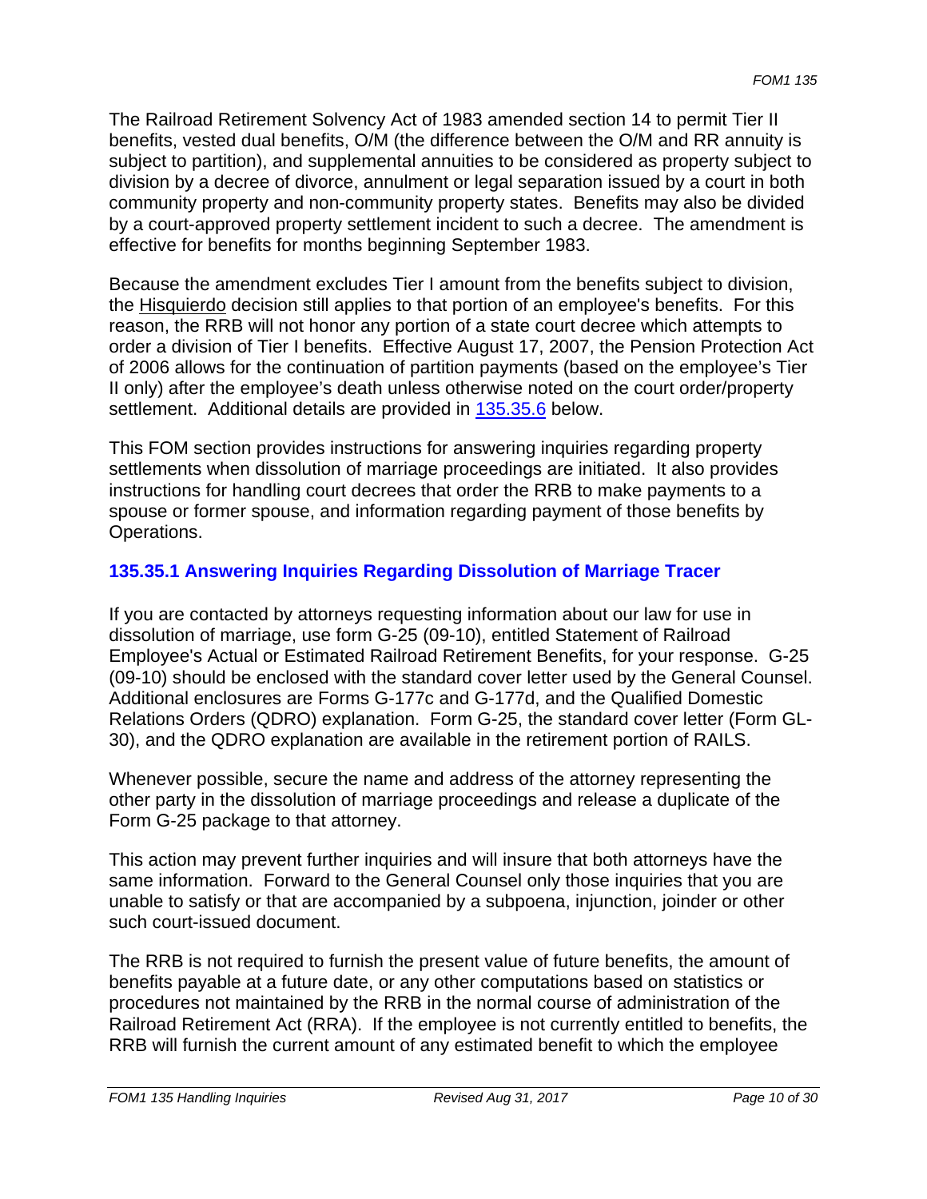The Railroad Retirement Solvency Act of 1983 amended section 14 to permit Tier II benefits, vested dual benefits, O/M (the difference between the O/M and RR annuity is subject to partition), and supplemental annuities to be considered as property subject to division by a decree of divorce, annulment or legal separation issued by a court in both community property and non-community property states. Benefits may also be divided by a court-approved property settlement incident to such a decree. The amendment is effective for benefits for months beginning September 1983.

Because the amendment excludes Tier I amount from the benefits subject to division, the Hisquierdo decision still applies to that portion of an employee's benefits. For this reason, the RRB will not honor any portion of a state court decree which attempts to order a division of Tier I benefits. Effective August 17, 2007, the Pension Protection Act of 2006 allows for the continuation of partition payments (based on the employee's Tier II only) after the employee's death unless otherwise noted on the court order/property settlement. Additional details are provided in 135.35.6 below.

This FOM section provides instructions for answering inquiries regarding property settlements when dissolution of marriage proceedings are initiated. It also provides instructions for handling court decrees that order the RRB to make payments to a spouse or former spouse, and information regarding payment of those benefits by Operations.

### 135.35.1 Answering Inquiries Regarding Dissolution of Marriage Tracer

If you are contacted by attorneys requesting information about our law for use in dissolution of marriage, use form G-25 (09-10), entitled Statement of Railroad Employee's Actual or Estimated Railroad Retirement Benefits, for your response. G-25 (09-10) should be enclosed with the standard cover letter used by the General Counsel. Additional enclosures are Forms G-177c and G-177d, and the Qualified Domestic Relations Orders (QDRO) explanation. Form G-25, the standard cover letter (Form GL-30), and the QDRO explanation are available in the retirement portion of RAILS.

Whenever possible, secure the name and address of the attorney representing the other party in the dissolution of marriage proceedings and release a duplicate of the Form G-25 package to that attorney.

This action may prevent further inquiries and will insure that both attorneys have the same information. Forward to the General Counsel only those inquiries that you are unable to satisfy or that are accompanied by a subpoena, injunction, joinder or other such court-issued document.

The RRB is not required to furnish the present value of future benefits, the amount of benefits payable at a future date, or any other computations based on statistics or procedures not maintained by the RRB in the normal course of administration of the Railroad Retirement Act (RRA). If the employee is not currently entitled to benefits, the RRB will furnish the current amount of any estimated benefit to which the employee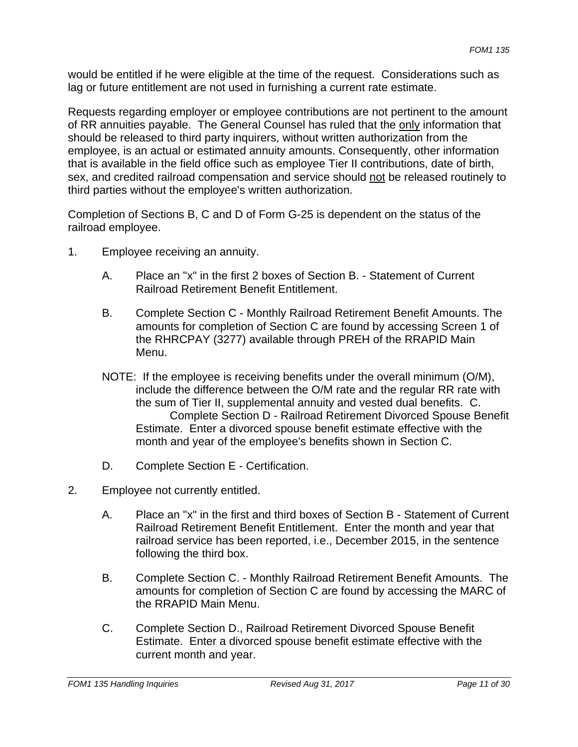would be entitled if he were eligible at the time of the request. Considerations such as lag or future entitlement are not used in furnishing a current rate estimate.

Requests regarding employer or employee contributions are not pertinent to the amount of RR annuities payable. The General Counsel has ruled that the only information that should be released to third party inquirers, without written authorization from the employee, is an actual or estimated annuity amounts. Consequently, other information that is available in the field office such as employee Tier II contributions, date of birth, sex, and credited railroad compensation and service should not be released routinely to third parties without the employee's written authorization.

Completion of Sections B, C and D of Form G-25 is dependent on the status of the railroad employee.

1. Employee receiving an annuity.

   A. Place an "x" in the first 2 boxes of Section B. - Statement of Current Railroad Retirement Benefit Entitlement.

   B. Complete Section C - Monthly Railroad Retirement Benefit Amounts. The amounts for completion of Section C are found by accessing Screen 1 of the RHRCPAY (3277) available through PREH of the RRAPID Main Menu.

   NOTE: If the employee is receiving benefits under the overall minimum (O/M), include the difference between the O/M rate and the regular RR rate with the sum of Tier II, supplemental annuity and vested dual benefits. C. Complete Section D - Railroad Retirement Divorced Spouse Benefit Estimate. Enter a divorced spouse benefit estimate effective with the month and year of the employee's benefits shown in Section C.

   D. Complete Section E - Certification.

2. Employee not currently entitled.

   A. Place an "x" in the first and third boxes of Section B - Statement of Current Railroad Retirement Benefit Entitlement. Enter the month and year that railroad service has been reported, i.e., December 2015, in the sentence following the third box.

   B. Complete Section C. - Monthly Railroad Retirement Benefit Amounts. The amounts for completion of Section C are found by accessing the MARC of the RRAPID Main Menu.

   C. Complete Section D., Railroad Retirement Divorced Spouse Benefit Estimate. Enter a divorced spouse benefit estimate effective with the current month and year.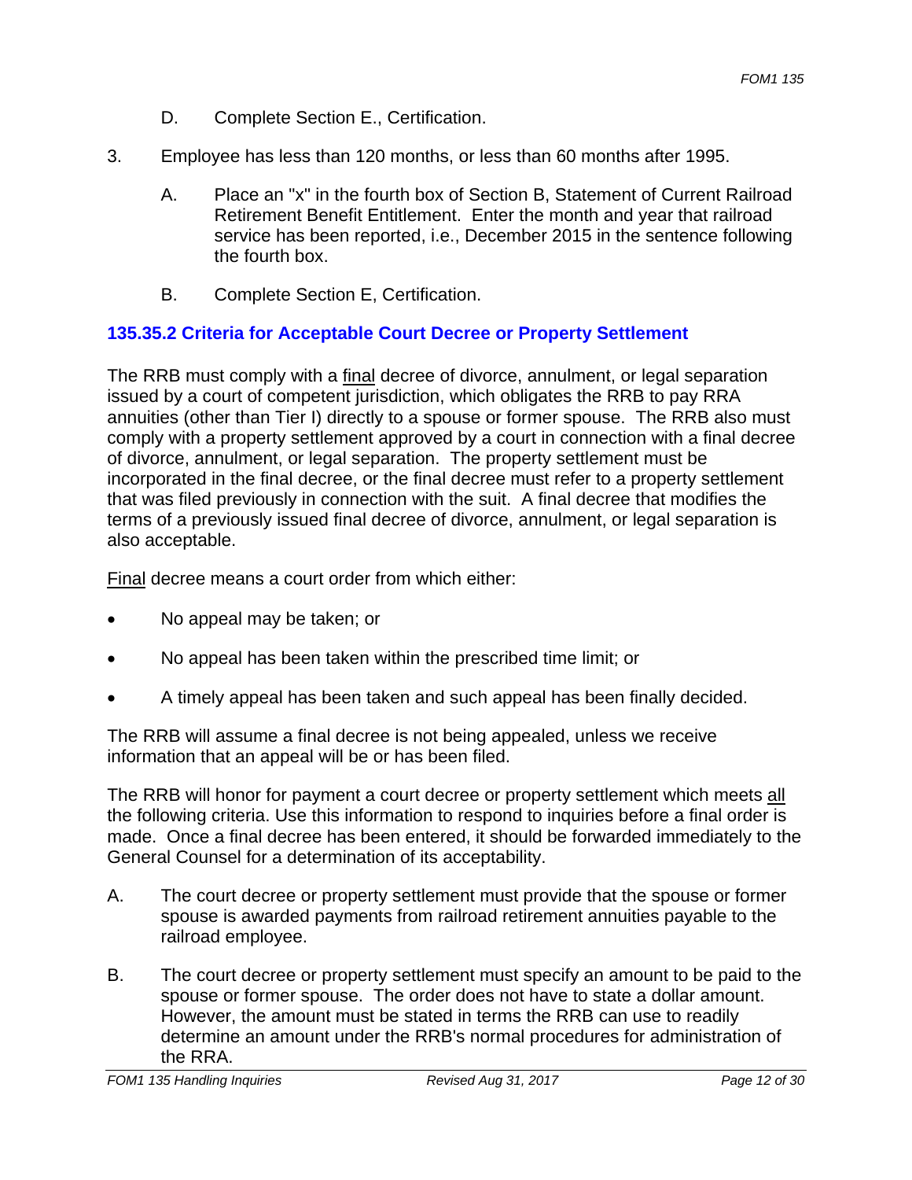D. Complete Section E., Certification.

3. Employee has less than 120 months, or less than 60 months after 1995.

   A. Place an "x" in the fourth box of Section B, Statement of Current Railroad Retirement Benefit Entitlement. Enter the month and year that railroad service has been reported, i.e., December 2015 in the sentence following the fourth box.

   B. Complete Section E, Certification.

### 135.35.2 Criteria for Acceptable Court Decree or Property Settlement

The RRB must comply with a final decree of divorce, annulment, or legal separation issued by a court of competent jurisdiction, which obligates the RRB to pay RRA annuities (other than Tier I) directly to a spouse or former spouse. The RRB also must comply with a property settlement approved by a court in connection with a final decree of divorce, annulment, or legal separation. The property settlement must be incorporated in the final decree, or the final decree must refer to a property settlement that was filed previously in connection with the suit. A final decree that modifies the terms of a previously issued final decree of divorce, annulment, or legal separation is also acceptable.

Final decree means a court order from which either:

- No appeal may be taken; or
- No appeal has been taken within the prescribed time limit; or
- A timely appeal has been taken and such appeal has been finally decided.

The RRB will assume a final decree is not being appealed, unless we receive information that an appeal will be or has been filed.

The RRB will honor for payment a court decree or property settlement which meets all the following criteria. Use this information to respond to inquiries before a final order is made. Once a final decree has been entered, it should be forwarded immediately to the General Counsel for a determination of its acceptability.

A. The court decree or property settlement must provide that the spouse or former spouse is awarded payments from railroad retirement annuities payable to the railroad employee.

B. The court decree or property settlement must specify an amount to be paid to the spouse or former spouse. The order does not have to state a dollar amount. However, the amount must be stated in terms the RRB can use to readily determine an amount under the RRB's normal procedures for administration of the RRA.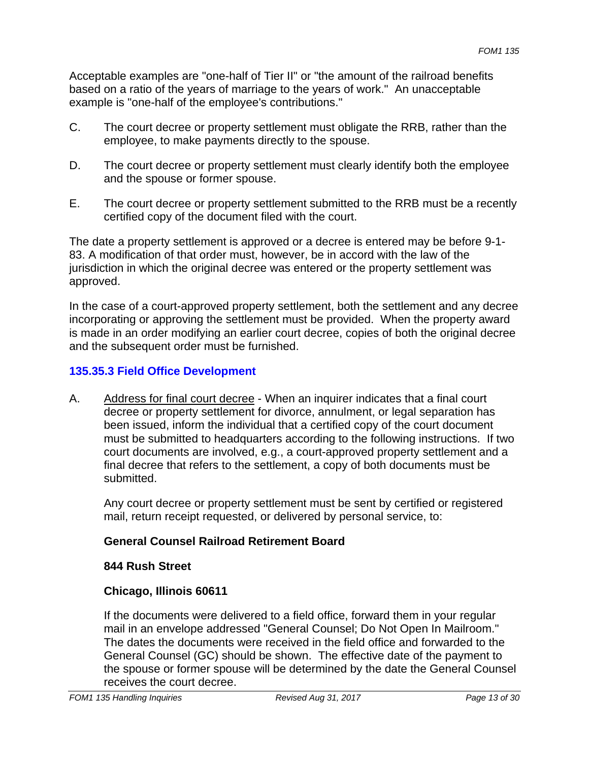Acceptable examples are "one-half of Tier II" or "the amount of the railroad benefits based on a ratio of the years of marriage to the years of work." An unacceptable example is "one-half of the employee's contributions."

C. The court decree or property settlement must obligate the RRB, rather than the employee, to make payments directly to the spouse.

D. The court decree or property settlement must clearly identify both the employee and the spouse or former spouse.

E. The court decree or property settlement submitted to the RRB must be a recently certified copy of the document filed with the court.

The date a property settlement is approved or a decree is entered may be before 9-1-83. A modification of that order must, however, be in accord with the law of the jurisdiction in which the original decree was entered or the property settlement was approved.

In the case of a court-approved property settlement, both the settlement and any decree incorporating or approving the settlement must be provided. When the property award is made in an order modifying an earlier court decree, copies of both the original decree and the subsequent order must be furnished.

### 135.35.3 Field Office Development

A. Address for final court decree - When an inquirer indicates that a final court decree or property settlement for divorce, annulment, or legal separation has been issued, inform the individual that a certified copy of the court document must be submitted to headquarters according to the following instructions. If two court documents are involved, e.g., a court-approved property settlement and a final decree that refers to the settlement, a copy of both documents must be submitted.

Any court decree or property settlement must be sent by certified or registered mail, return receipt requested, or delivered by personal service, to:

**General Counsel Railroad Retirement Board**

**844 Rush Street**

**Chicago, Illinois 60611**

If the documents were delivered to a field office, forward them in your regular mail in an envelope addressed "General Counsel; Do Not Open In Mailroom." The dates the documents were received in the field office and forwarded to the General Counsel (GC) should be shown. The effective date of the payment to the spouse or former spouse will be determined by the date the General Counsel receives the court decree.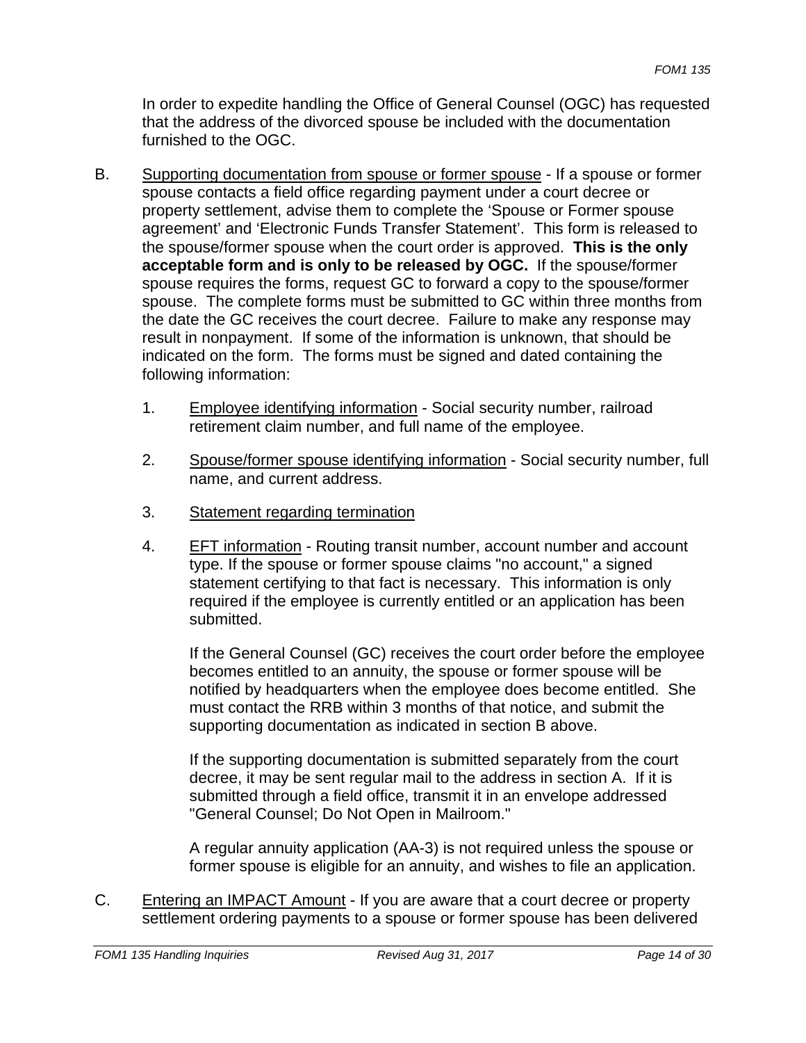In order to expedite handling the Office of General Counsel (OGC) has requested that the address of the divorced spouse be included with the documentation furnished to the OGC.

B. Supporting documentation from spouse or former spouse - If a spouse or former spouse contacts a field office regarding payment under a court decree or property settlement, advise them to complete the 'Spouse or Former spouse agreement' and 'Electronic Funds Transfer Statement'. This form is released to the spouse/former spouse when the court order is approved. **This is the only acceptable form and is only to be released by OGC.** If the spouse/former spouse requires the forms, request GC to forward a copy to the spouse/former spouse. The complete forms must be submitted to GC within three months from the date the GC receives the court decree. Failure to make any response may result in nonpayment. If some of the information is unknown, that should be indicated on the form. The forms must be signed and dated containing the following information:

   1. Employee identifying information - Social security number, railroad retirement claim number, and full name of the employee.

   2. Spouse/former spouse identifying information - Social security number, full name, and current address.

   3. Statement regarding termination

   4. EFT information - Routing transit number, account number and account type. If the spouse or former spouse claims "no account," a signed statement certifying to that fact is necessary. This information is only required if the employee is currently entitled or an application has been submitted.

      If the General Counsel (GC) receives the court order before the employee becomes entitled to an annuity, the spouse or former spouse will be notified by headquarters when the employee does become entitled. She must contact the RRB within 3 months of that notice, and submit the supporting documentation as indicated in section B above.

      If the supporting documentation is submitted separately from the court decree, it may be sent regular mail to the address in section A. If it is submitted through a field office, transmit it in an envelope addressed "General Counsel; Do Not Open in Mailroom."

      A regular annuity application (AA-3) is not required unless the spouse or former spouse is eligible for an annuity, and wishes to file an application.

C. Entering an IMPACT Amount - If you are aware that a court decree or property settlement ordering payments to a spouse or former spouse has been delivered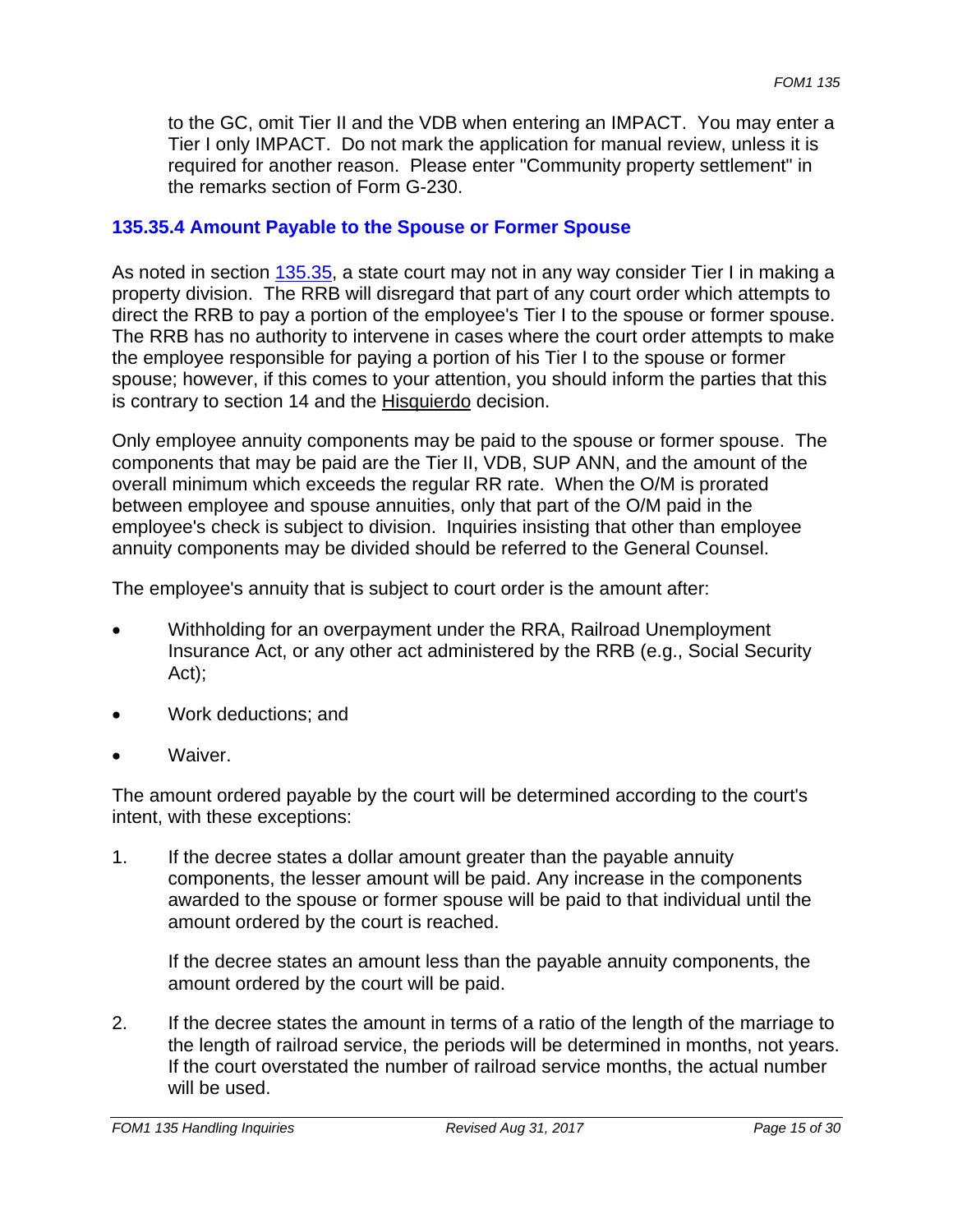to the GC, omit Tier II and the VDB when entering an IMPACT. You may enter a Tier I only IMPACT. Do not mark the application for manual review, unless it is required for another reason. Please enter "Community property settlement" in the remarks section of Form G-230.

### 135.35.4 Amount Payable to the Spouse or Former Spouse

As noted in section 135.35, a state court may not in any way consider Tier I in making a property division. The RRB will disregard that part of any court order which attempts to direct the RRB to pay a portion of the employee's Tier I to the spouse or former spouse. The RRB has no authority to intervene in cases where the court order attempts to make the employee responsible for paying a portion of his Tier I to the spouse or former spouse; however, if this comes to your attention, you should inform the parties that this is contrary to section 14 and the Hisquierdo decision.

Only employee annuity components may be paid to the spouse or former spouse. The components that may be paid are the Tier II, VDB, SUP ANN, and the amount of the overall minimum which exceeds the regular RR rate. When the O/M is prorated between employee and spouse annuities, only that part of the O/M paid in the employee's check is subject to division. Inquiries insisting that other than employee annuity components may be divided should be referred to the General Counsel.

The employee's annuity that is subject to court order is the amount after:

- Withholding for an overpayment under the RRA, Railroad Unemployment Insurance Act, or any other act administered by the RRB (e.g., Social Security Act);
- Work deductions; and
- Waiver.

The amount ordered payable by the court will be determined according to the court's intent, with these exceptions:

1. If the decree states a dollar amount greater than the payable annuity components, the lesser amount will be paid. Any increase in the components awarded to the spouse or former spouse will be paid to that individual until the amount ordered by the court is reached.

   If the decree states an amount less than the payable annuity components, the amount ordered by the court will be paid.

2. If the decree states the amount in terms of a ratio of the length of the marriage to the length of railroad service, the periods will be determined in months, not years. If the court overstated the number of railroad service months, the actual number will be used.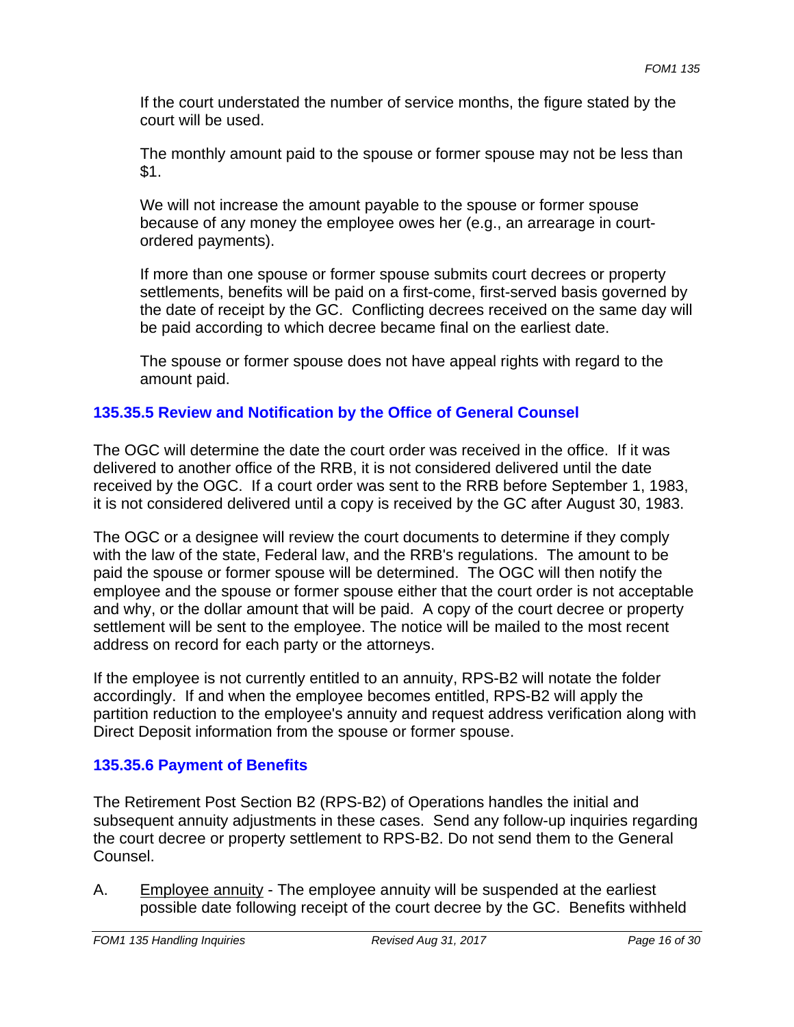If the court understated the number of service months, the figure stated by the court will be used.

The monthly amount paid to the spouse or former spouse may not be less than $1.

We will not increase the amount payable to the spouse or former spouse because of any money the employee owes her (e.g., an arrearage in court-ordered payments).

If more than one spouse or former spouse submits court decrees or property settlements, benefits will be paid on a first-come, first-served basis governed by the date of receipt by the GC. Conflicting decrees received on the same day will be paid according to which decree became final on the earliest date.

The spouse or former spouse does not have appeal rights with regard to the amount paid.

### 135.35.5 Review and Notification by the Office of General Counsel

The OGC will determine the date the court order was received in the office. If it was delivered to another office of the RRB, it is not considered delivered until the date received by the OGC. If a court order was sent to the RRB before September 1, 1983, it is not considered delivered until a copy is received by the GC after August 30, 1983.

The OGC or a designee will review the court documents to determine if they comply with the law of the state, Federal law, and the RRB's regulations. The amount to be paid the spouse or former spouse will be determined. The OGC will then notify the employee and the spouse or former spouse either that the court order is not acceptable and why, or the dollar amount that will be paid. A copy of the court decree or property settlement will be sent to the employee. The notice will be mailed to the most recent address on record for each party or the attorneys.

If the employee is not currently entitled to an annuity, RPS-B2 will notate the folder accordingly. If and when the employee becomes entitled, RPS-B2 will apply the partition reduction to the employee's annuity and request address verification along with Direct Deposit information from the spouse or former spouse.

### 135.35.6 Payment of Benefits

The Retirement Post Section B2 (RPS-B2) of Operations handles the initial and subsequent annuity adjustments in these cases. Send any follow-up inquiries regarding the court decree or property settlement to RPS-B2. Do not send them to the General Counsel.

A. Employee annuity - The employee annuity will be suspended at the earliest possible date following receipt of the court decree by the GC. Benefits withheld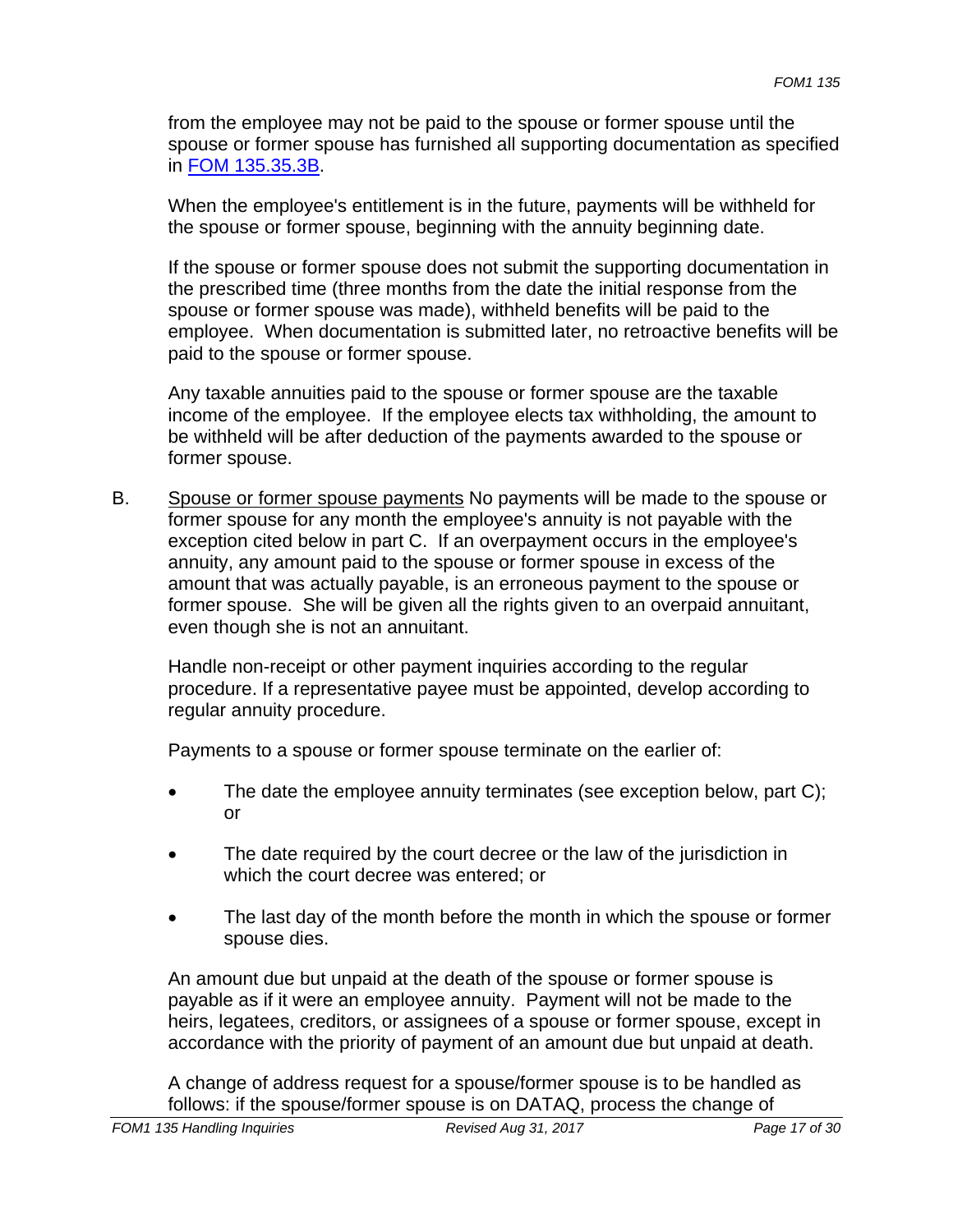from the employee may not be paid to the spouse or former spouse until the spouse or former spouse has furnished all supporting documentation as specified in [FOM 135.35.3B](#).

When the employee's entitlement is in the future, payments will be withheld for the spouse or former spouse, beginning with the annuity beginning date.

If the spouse or former spouse does not submit the supporting documentation in the prescribed time (three months from the date the initial response from the spouse or former spouse was made), withheld benefits will be paid to the employee. When documentation is submitted later, no retroactive benefits will be paid to the spouse or former spouse.

Any taxable annuities paid to the spouse or former spouse are the taxable income of the employee. If the employee elects tax withholding, the amount to be withheld will be after deduction of the payments awarded to the spouse or former spouse.

B. <u>Spouse or former spouse payments</u> No payments will be made to the spouse or former spouse for any month the employee's annuity is not payable with the exception cited below in part C. If an overpayment occurs in the employee's annuity, any amount paid to the spouse or former spouse in excess of the amount that was actually payable, is an erroneous payment to the spouse or former spouse. She will be given all the rights given to an overpaid annuitant, even though she is not an annuitant.

Handle non-receipt or other payment inquiries according to the regular procedure. If a representative payee must be appointed, develop according to regular annuity procedure.

Payments to a spouse or former spouse terminate on the earlier of:

- The date the employee annuity terminates (see exception below, part C); or
- The date required by the court decree or the law of the jurisdiction in which the court decree was entered; or
- The last day of the month before the month in which the spouse or former spouse dies.

An amount due but unpaid at the death of the spouse or former spouse is payable as if it were an employee annuity. Payment will not be made to the heirs, legatees, creditors, or assignees of a spouse or former spouse, except in accordance with the priority of payment of an amount due but unpaid at death.

A change of address request for a spouse/former spouse is to be handled as follows: if the spouse/former spouse is on DATAQ, process the change of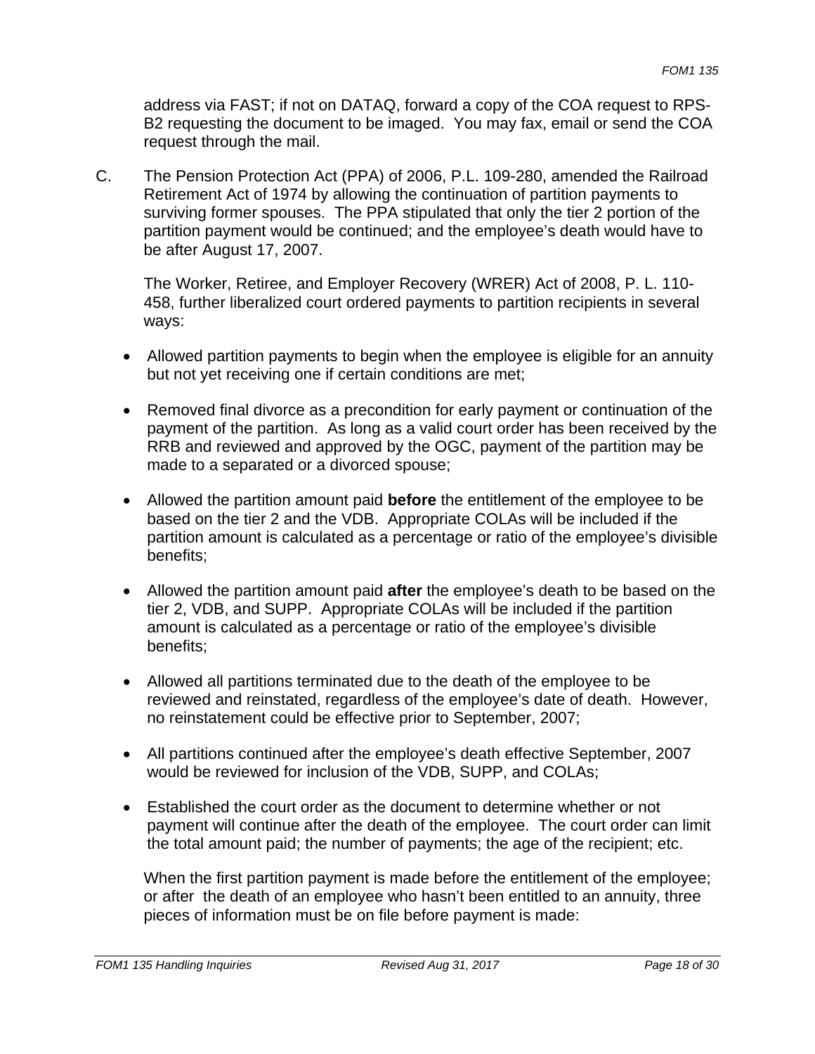address via FAST; if not on DATAQ, forward a copy of the COA request to RPS-B2 requesting the document to be imaged. You may fax, email or send the COA request through the mail.

C. The Pension Protection Act (PPA) of 2006, P.L. 109-280, amended the Railroad Retirement Act of 1974 by allowing the continuation of partition payments to surviving former spouses. The PPA stipulated that only the tier 2 portion of the partition payment would be continued; and the employee's death would have to be after August 17, 2007.

The Worker, Retiree, and Employer Recovery (WRER) Act of 2008, P. L. 110-458, further liberalized court ordered payments to partition recipients in several ways:

- Allowed partition payments to begin when the employee is eligible for an annuity but not yet receiving one if certain conditions are met;
- Removed final divorce as a precondition for early payment or continuation of the payment of the partition. As long as a valid court order has been received by the RRB and reviewed and approved by the OGC, payment of the partition may be made to a separated or a divorced spouse;
- Allowed the partition amount paid **before** the entitlement of the employee to be based on the tier 2 and the VDB. Appropriate COLAs will be included if the partition amount is calculated as a percentage or ratio of the employee's divisible benefits;
- Allowed the partition amount paid **after** the employee's death to be based on the tier 2, VDB, and SUPP. Appropriate COLAs will be included if the partition amount is calculated as a percentage or ratio of the employee's divisible benefits;
- Allowed all partitions terminated due to the death of the employee to be reviewed and reinstated, regardless of the employee's date of death. However, no reinstatement could be effective prior to September, 2007;
- All partitions continued after the employee's death effective September, 2007 would be reviewed for inclusion of the VDB, SUPP, and COLAs;
- Established the court order as the document to determine whether or not payment will continue after the death of the employee. The court order can limit the total amount paid; the number of payments; the age of the recipient; etc.

When the first partition payment is made before the entitlement of the employee; or after the death of an employee who hasn't been entitled to an annuity, three pieces of information must be on file before payment is made: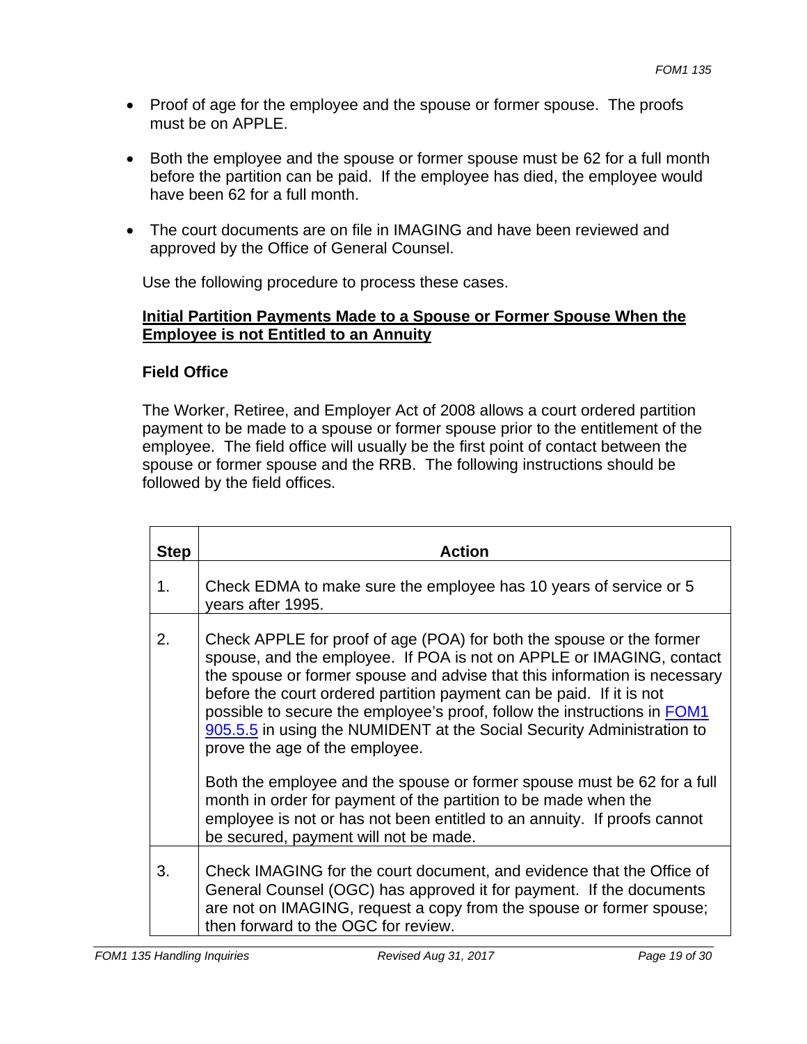- Proof of age for the employee and the spouse or former spouse. The proofs must be on APPLE.
- Both the employee and the spouse or former spouse must be 62 for a full month before the partition can be paid. If the employee has died, the employee would have been 62 for a full month.
- The court documents are on file in IMAGING and have been reviewed and approved by the Office of General Counsel.

Use the following procedure to process these cases.

**Initial Partition Payments Made to a Spouse or Former Spouse When the Employee is not Entitled to an Annuity**

**Field Office**

The Worker, Retiree, and Employer Act of 2008 allows a court ordered partition payment to be made to a spouse or former spouse prior to the entitlement of the employee. The field office will usually be the first point of contact between the spouse or former spouse and the RRB. The following instructions should be followed by the field offices.

| Step | Action |
| --- | --- |
| 1. | Check EDMA to make sure the employee has 10 years of service or 5 years after 1995. |
| 2. | Check APPLE for proof of age (POA) for both the spouse or the former spouse, and the employee. If POA is not on APPLE or IMAGING, contact the spouse or former spouse and advise that this information is necessary before the court ordered partition payment can be paid. If it is not possible to secure the employee's proof, follow the instructions in FOM1 905.5.5 in using the NUMIDENT at the Social Security Administration to prove the age of the employee.<br><br>Both the employee and the spouse or former spouse must be 62 for a full month in order for payment of the partition to be made when the employee is not or has not been entitled to an annuity. If proofs cannot be secured, payment will not be made. |
| 3. | Check IMAGING for the court document, and evidence that the Office of General Counsel (OGC) has approved it for payment. If the documents are not on IMAGING, request a copy from the spouse or former spouse; then forward to the OGC for review. |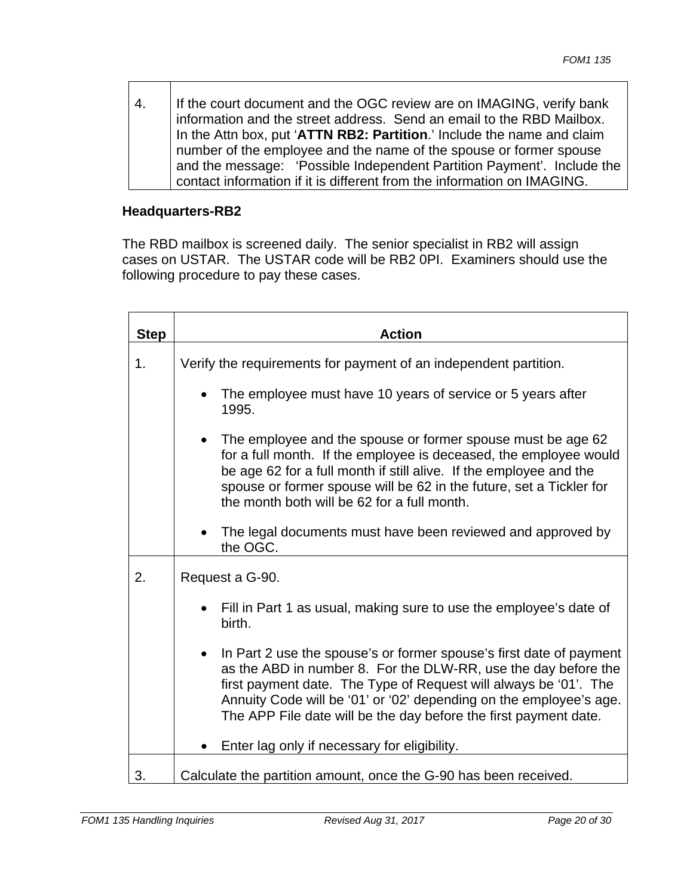| | |
|---|---|
| 4. | If the court document and the OGC review are on IMAGING, verify bank information and the street address. Send an email to the RBD Mailbox. In the Attn box, put '**ATTN RB2: Partition**.' Include the name and claim number of the employee and the name of the spouse or former spouse and the message: 'Possible Independent Partition Payment'. Include the contact information if it is different from the information on IMAGING. |

**Headquarters-RB2**

The RBD mailbox is screened daily. The senior specialist in RB2 will assign cases on USTAR. The USTAR code will be RB2 0PI. Examiners should use the following procedure to pay these cases.

| Step | Action |
|---|---|
| 1. | Verify the requirements for payment of an independent partition.<br><br>• The employee must have 10 years of service or 5 years after 1995.<br><br>• The employee and the spouse or former spouse must be age 62 for a full month. If the employee is deceased, the employee would be age 62 for a full month if still alive. If the employee and the spouse or former spouse will be 62 in the future, set a Tickler for the month both will be 62 for a full month.<br><br>• The legal documents must have been reviewed and approved by the OGC. |
| 2. | Request a G-90.<br><br>• Fill in Part 1 as usual, making sure to use the employee's date of birth.<br><br>• In Part 2 use the spouse's or former spouse's first date of payment as the ABD in number 8. For the DLW-RR, use the day before the first payment date. The Type of Request will always be '01'. The Annuity Code will be '01' or '02' depending on the employee's age. The APP File date will be the day before the first payment date.<br><br>• Enter lag only if necessary for eligibility. |
| 3. | Calculate the partition amount, once the G-90 has been received. |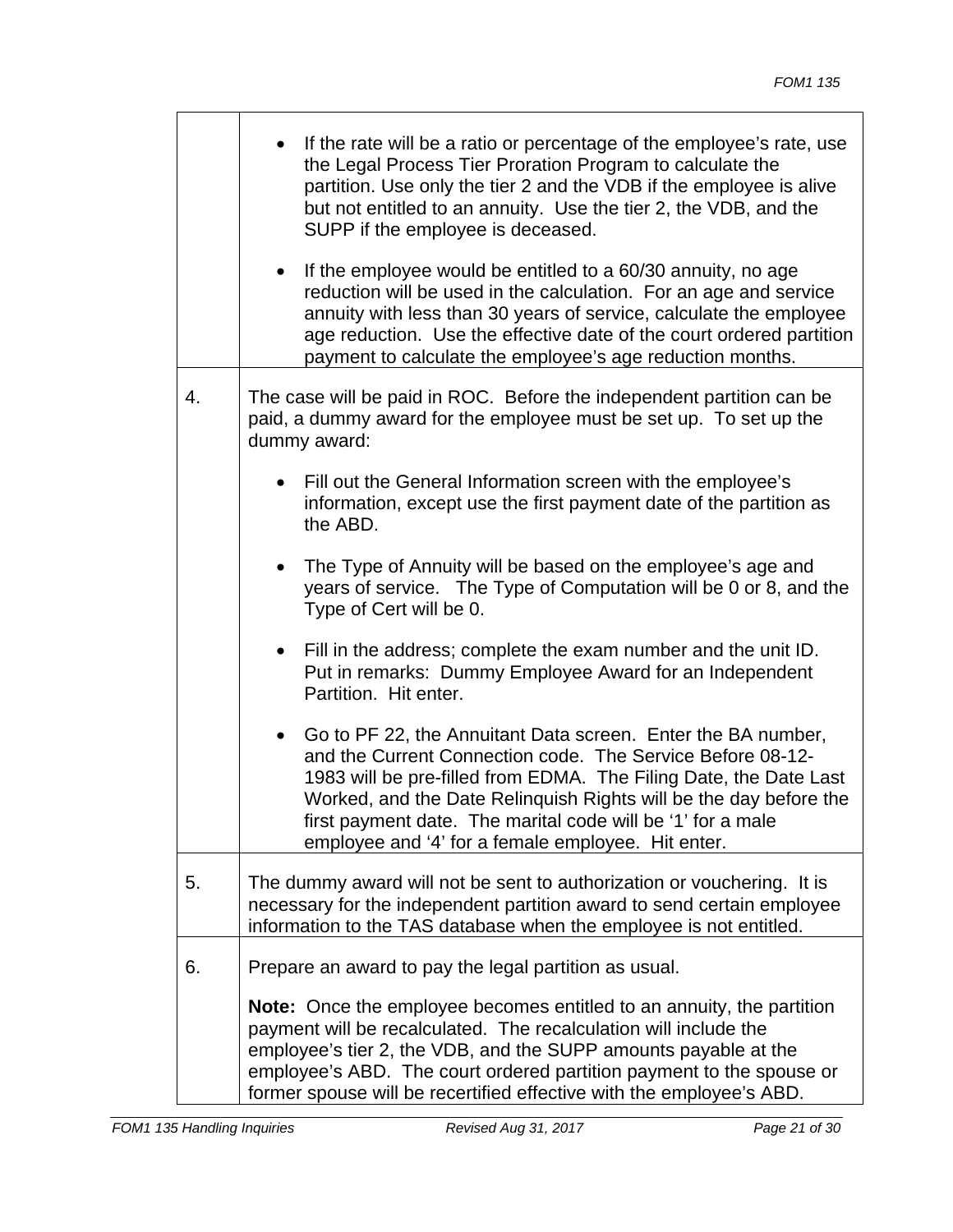| | |
|---|---|
| | • If the rate will be a ratio or percentage of the employee's rate, use the Legal Process Tier Proration Program to calculate the partition. Use only the tier 2 and the VDB if the employee is alive but not entitled to an annuity. Use the tier 2, the VDB, and the SUPP if the employee is deceased.<br><br>• If the employee would be entitled to a 60/30 annuity, no age reduction will be used in the calculation. For an age and service annuity with less than 30 years of service, calculate the employee age reduction. Use the effective date of the court ordered partition payment to calculate the employee's age reduction months. |
| 4. | The case will be paid in ROC. Before the independent partition can be paid, a dummy award for the employee must be set up. To set up the dummy award:<br><br>• Fill out the General Information screen with the employee's information, except use the first payment date of the partition as the ABD.<br><br>• The Type of Annuity will be based on the employee's age and years of service. The Type of Computation will be 0 or 8, and the Type of Cert will be 0.<br><br>• Fill in the address; complete the exam number and the unit ID. Put in remarks: Dummy Employee Award for an Independent Partition. Hit enter.<br><br>• Go to PF 22, the Annuitant Data screen. Enter the BA number, and the Current Connection code. The Service Before 08-12-1983 will be pre-filled from EDMA. The Filing Date, the Date Last Worked, and the Date Relinquish Rights will be the day before the first payment date. The marital code will be '1' for a male employee and '4' for a female employee. Hit enter. |
| 5. | The dummy award will not be sent to authorization or vouchering. It is necessary for the independent partition award to send certain employee information to the TAS database when the employee is not entitled. |
| 6. | Prepare an award to pay the legal partition as usual.<br><br>**Note:** Once the employee becomes entitled to an annuity, the partition payment will be recalculated. The recalculation will include the employee's tier 2, the VDB, and the SUPP amounts payable at the employee's ABD. The court ordered partition payment to the spouse or former spouse will be recertified effective with the employee's ABD. |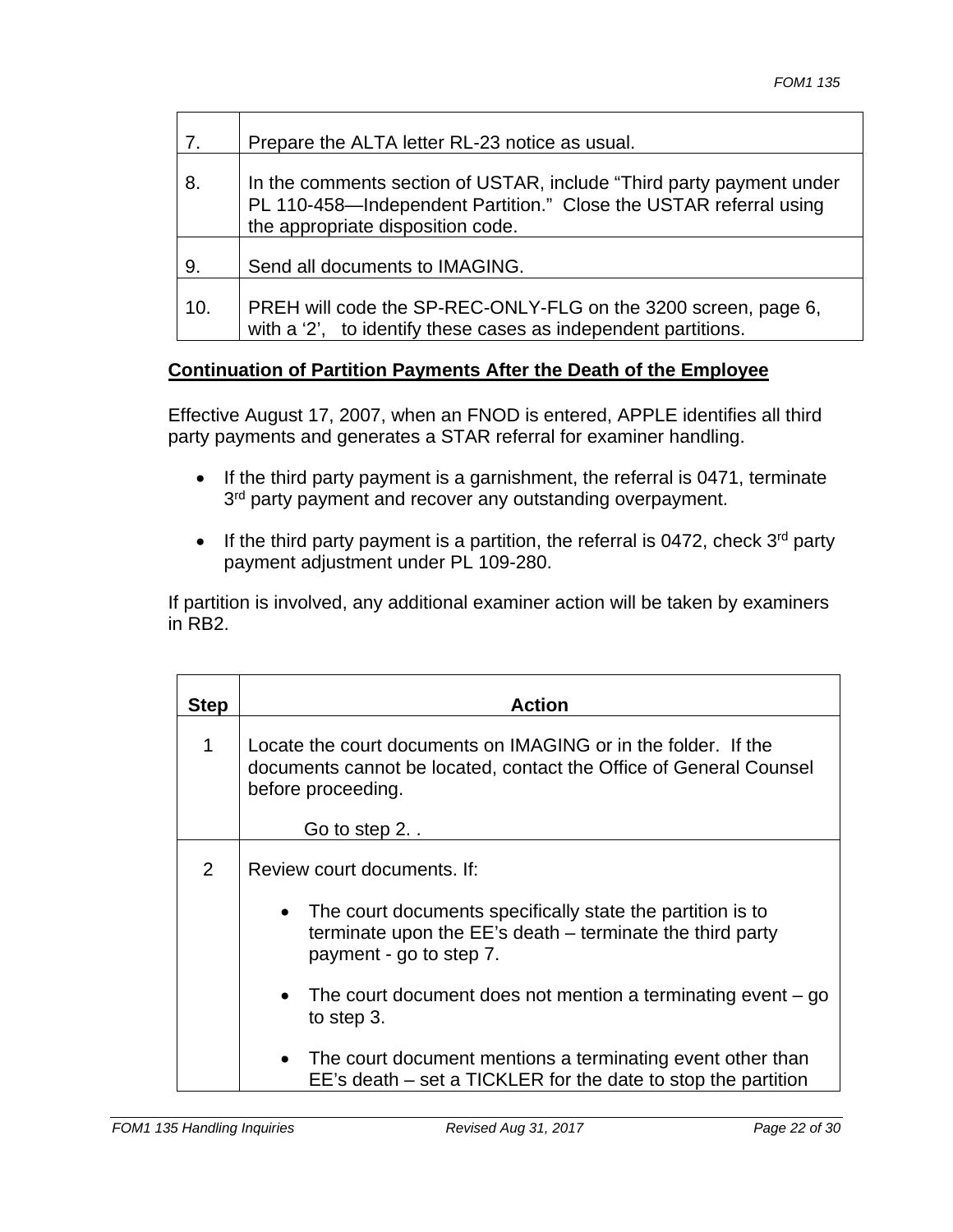| | |
|---|---|
| 7. | Prepare the ALTA letter RL-23 notice as usual. |
| 8. | In the comments section of USTAR, include "Third party payment under PL 110-458—Independent Partition." Close the USTAR referral using the appropriate disposition code. |
| 9. | Send all documents to IMAGING. |
| 10. | PREH will code the SP-REC-ONLY-FLG on the 3200 screen, page 6, with a '2', to identify these cases as independent partitions. |

**Continuation of Partition Payments After the Death of the Employee**

Effective August 17, 2007, when an FNOD is entered, APPLE identifies all third party payments and generates a STAR referral for examiner handling.

- If the third party payment is a garnishment, the referral is 0471, terminate 3rd party payment and recover any outstanding overpayment.
- If the third party payment is a partition, the referral is 0472, check 3rd party payment adjustment under PL 109-280.

If partition is involved, any additional examiner action will be taken by examiners in RB2.

| Step | Action |
|---|---|
| 1 | Locate the court documents on IMAGING or in the folder. If the documents cannot be located, contact the Office of General Counsel before proceeding.<br><br>Go to step 2. . |
| 2 | Review court documents. If:<br><br>• The court documents specifically state the partition is to terminate upon the EE's death – terminate the third party payment - go to step 7.<br><br>• The court document does not mention a terminating event – go to step 3.<br><br>• The court document mentions a terminating event other than EE's death – set a TICKLER for the date to stop the partition |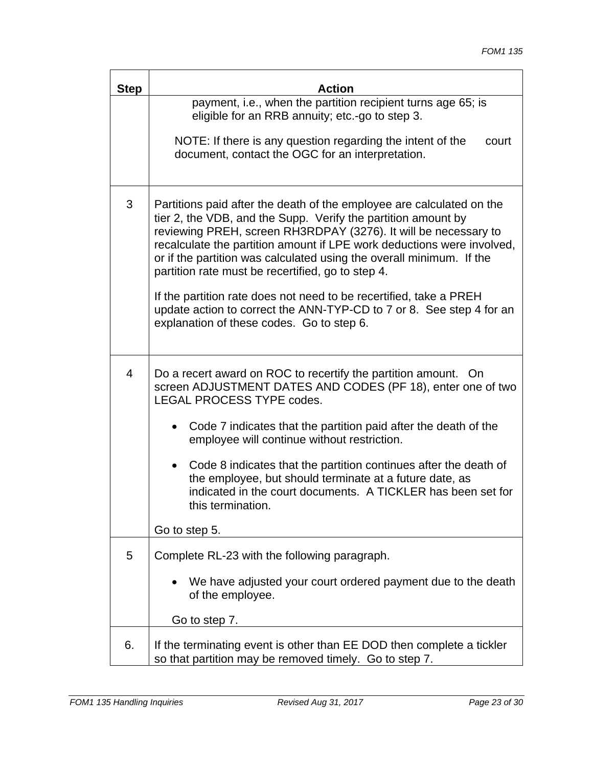| Step | Action |
| --- | --- |
| | payment, i.e., when the partition recipient turns age 65; is eligible for an RRB annuity; etc.-go to step 3.<br><br>NOTE: If there is any question regarding the intent of the court document, contact the OGC for an interpretation. |
| 3 | Partitions paid after the death of the employee are calculated on the tier 2, the VDB, and the Supp. Verify the partition amount by reviewing PREH, screen RH3RDPAY (3276). It will be necessary to recalculate the partition amount if LPE work deductions were involved, or if the partition was calculated using the overall minimum. If the partition rate must be recertified, go to step 4.<br><br>If the partition rate does not need to be recertified, take a PREH update action to correct the ANN-TYP-CD to 7 or 8. See step 4 for an explanation of these codes. Go to step 6. |
| 4 | Do a recert award on ROC to recertify the partition amount. On screen ADJUSTMENT DATES AND CODES (PF 18), enter one of two LEGAL PROCESS TYPE codes.<br><br>• Code 7 indicates that the partition paid after the death of the employee will continue without restriction.<br><br>• Code 8 indicates that the partition continues after the death of the employee, but should terminate at a future date, as indicated in the court documents. A TICKLER has been set for this termination.<br><br>Go to step 5. |
| 5 | Complete RL-23 with the following paragraph.<br><br>• We have adjusted your court ordered payment due to the death of the employee.<br><br>Go to step 7. |
| 6. | If the terminating event is other than EE DOD then complete a tickler so that partition may be removed timely. Go to step 7. |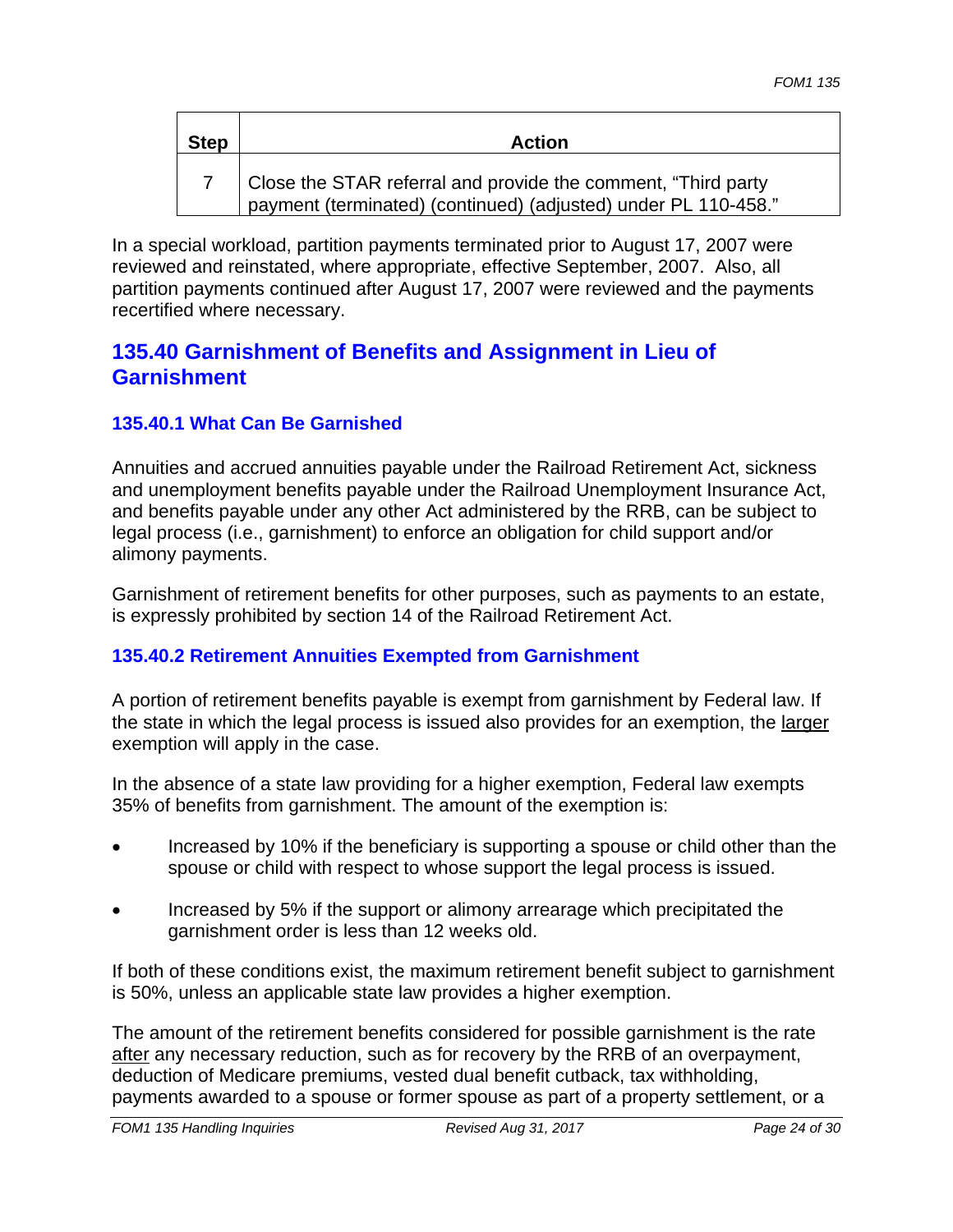| Step | Action |
|---|---|
| 7 | Close the STAR referral and provide the comment, “Third party payment (terminated) (continued) (adjusted) under PL 110-458.” |

In a special workload, partition payments terminated prior to August 17, 2007 were reviewed and reinstated, where appropriate, effective September, 2007. Also, all partition payments continued after August 17, 2007 were reviewed and the payments recertified where necessary.

## 135.40 Garnishment of Benefits and Assignment in Lieu of Garnishment

### 135.40.1 What Can Be Garnished

Annuities and accrued annuities payable under the Railroad Retirement Act, sickness and unemployment benefits payable under the Railroad Unemployment Insurance Act, and benefits payable under any other Act administered by the RRB, can be subject to legal process (i.e., garnishment) to enforce an obligation for child support and/or alimony payments.

Garnishment of retirement benefits for other purposes, such as payments to an estate, is expressly prohibited by section 14 of the Railroad Retirement Act.

### 135.40.2 Retirement Annuities Exempted from Garnishment

A portion of retirement benefits payable is exempt from garnishment by Federal law. If the state in which the legal process is issued also provides for an exemption, the larger exemption will apply in the case.

In the absence of a state law providing for a higher exemption, Federal law exempts 35% of benefits from garnishment. The amount of the exemption is:

- Increased by 10% if the beneficiary is supporting a spouse or child other than the spouse or child with respect to whose support the legal process is issued.
- Increased by 5% if the support or alimony arrearage which precipitated the garnishment order is less than 12 weeks old.

If both of these conditions exist, the maximum retirement benefit subject to garnishment is 50%, unless an applicable state law provides a higher exemption.

The amount of the retirement benefits considered for possible garnishment is the rate after any necessary reduction, such as for recovery by the RRB of an overpayment, deduction of Medicare premiums, vested dual benefit cutback, tax withholding, payments awarded to a spouse or former spouse as part of a property settlement, or a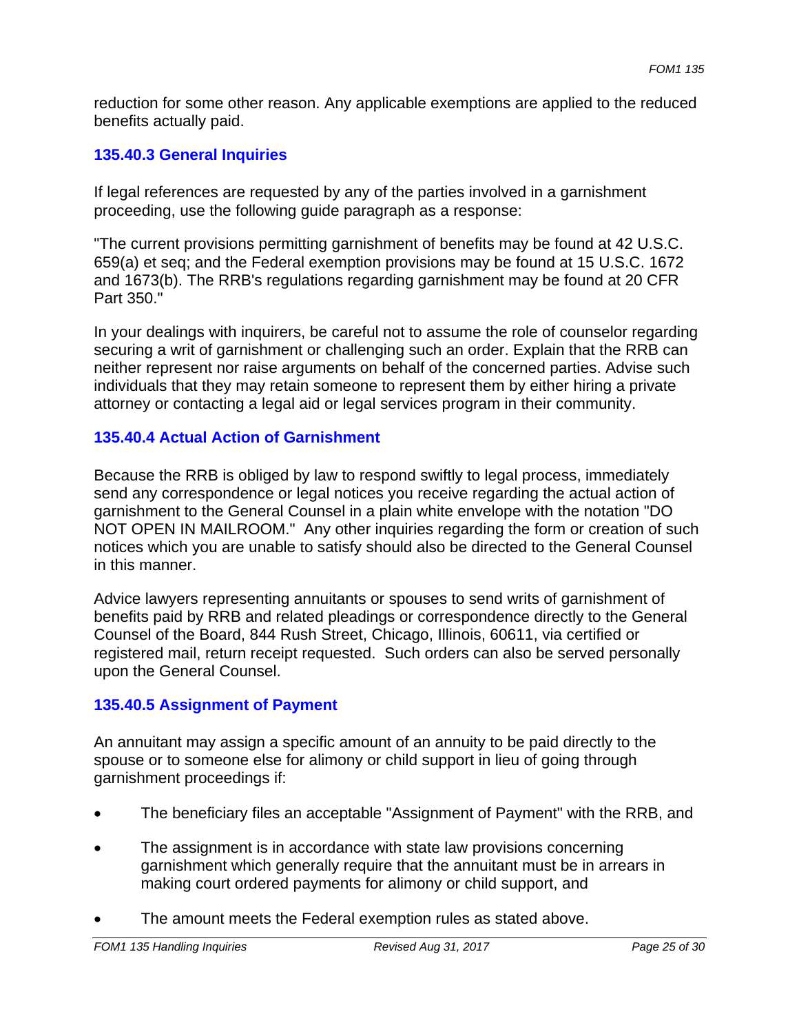reduction for some other reason. Any applicable exemptions are applied to the reduced benefits actually paid.

### 135.40.3 General Inquiries

If legal references are requested by any of the parties involved in a garnishment proceeding, use the following guide paragraph as a response:

"The current provisions permitting garnishment of benefits may be found at 42 U.S.C. 659(a) et seq; and the Federal exemption provisions may be found at 15 U.S.C. 1672 and 1673(b). The RRB's regulations regarding garnishment may be found at 20 CFR Part 350."

In your dealings with inquirers, be careful not to assume the role of counselor regarding securing a writ of garnishment or challenging such an order. Explain that the RRB can neither represent nor raise arguments on behalf of the concerned parties. Advise such individuals that they may retain someone to represent them by either hiring a private attorney or contacting a legal aid or legal services program in their community.

### 135.40.4 Actual Action of Garnishment

Because the RRB is obliged by law to respond swiftly to legal process, immediately send any correspondence or legal notices you receive regarding the actual action of garnishment to the General Counsel in a plain white envelope with the notation "DO NOT OPEN IN MAILROOM." Any other inquiries regarding the form or creation of such notices which you are unable to satisfy should also be directed to the General Counsel in this manner.

Advice lawyers representing annuitants or spouses to send writs of garnishment of benefits paid by RRB and related pleadings or correspondence directly to the General Counsel of the Board, 844 Rush Street, Chicago, Illinois, 60611, via certified or registered mail, return receipt requested. Such orders can also be served personally upon the General Counsel.

### 135.40.5 Assignment of Payment

An annuitant may assign a specific amount of an annuity to be paid directly to the spouse or to someone else for alimony or child support in lieu of going through garnishment proceedings if:

- The beneficiary files an acceptable "Assignment of Payment" with the RRB, and
- The assignment is in accordance with state law provisions concerning garnishment which generally require that the annuitant must be in arrears in making court ordered payments for alimony or child support, and
- The amount meets the Federal exemption rules as stated above.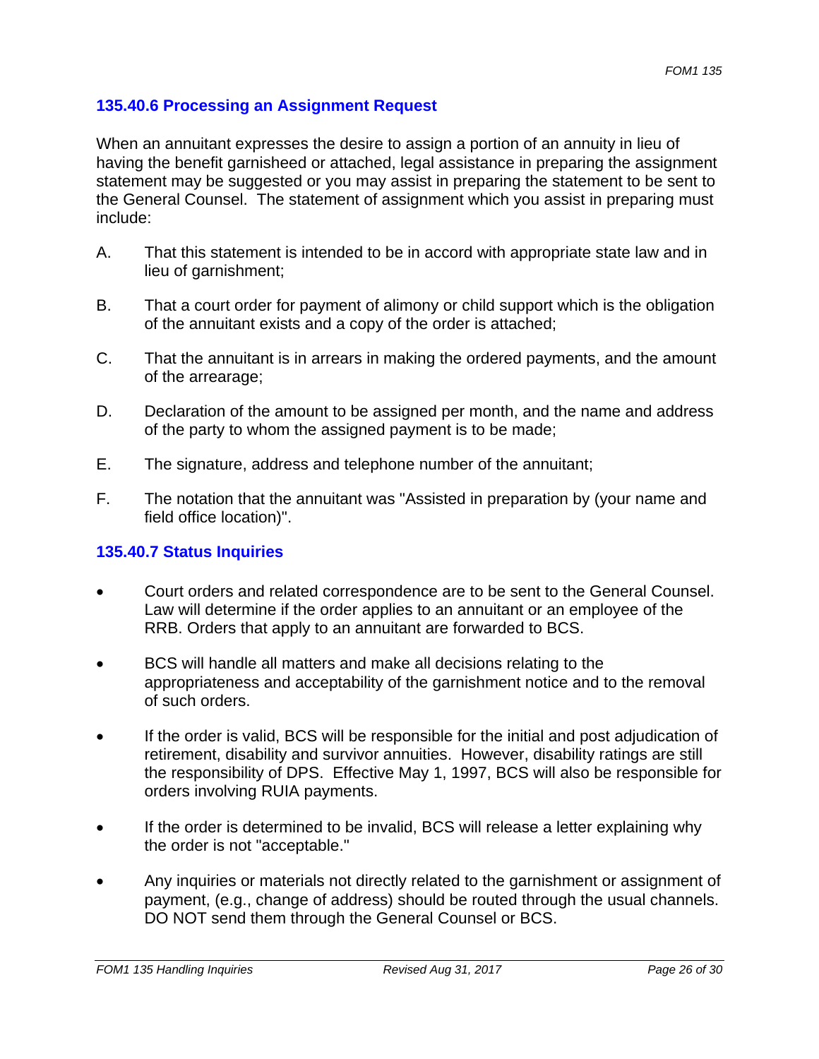### 135.40.6 Processing an Assignment Request

When an annuitant expresses the desire to assign a portion of an annuity in lieu of having the benefit garnisheed or attached, legal assistance in preparing the assignment statement may be suggested or you may assist in preparing the statement to be sent to the General Counsel. The statement of assignment which you assist in preparing must include:

A. That this statement is intended to be in accord with appropriate state law and in lieu of garnishment;

B. That a court order for payment of alimony or child support which is the obligation of the annuitant exists and a copy of the order is attached;

C. That the annuitant is in arrears in making the ordered payments, and the amount of the arrearage;

D. Declaration of the amount to be assigned per month, and the name and address of the party to whom the assigned payment is to be made;

E. The signature, address and telephone number of the annuitant;

F. The notation that the annuitant was "Assisted in preparation by (your name and field office location)".

### 135.40.7 Status Inquiries

- Court orders and related correspondence are to be sent to the General Counsel. Law will determine if the order applies to an annuitant or an employee of the RRB. Orders that apply to an annuitant are forwarded to BCS.
- BCS will handle all matters and make all decisions relating to the appropriateness and acceptability of the garnishment notice and to the removal of such orders.
- If the order is valid, BCS will be responsible for the initial and post adjudication of retirement, disability and survivor annuities. However, disability ratings are still the responsibility of DPS. Effective May 1, 1997, BCS will also be responsible for orders involving RUIA payments.
- If the order is determined to be invalid, BCS will release a letter explaining why the order is not "acceptable."
- Any inquiries or materials not directly related to the garnishment or assignment of payment, (e.g., change of address) should be routed through the usual channels. DO NOT send them through the General Counsel or BCS.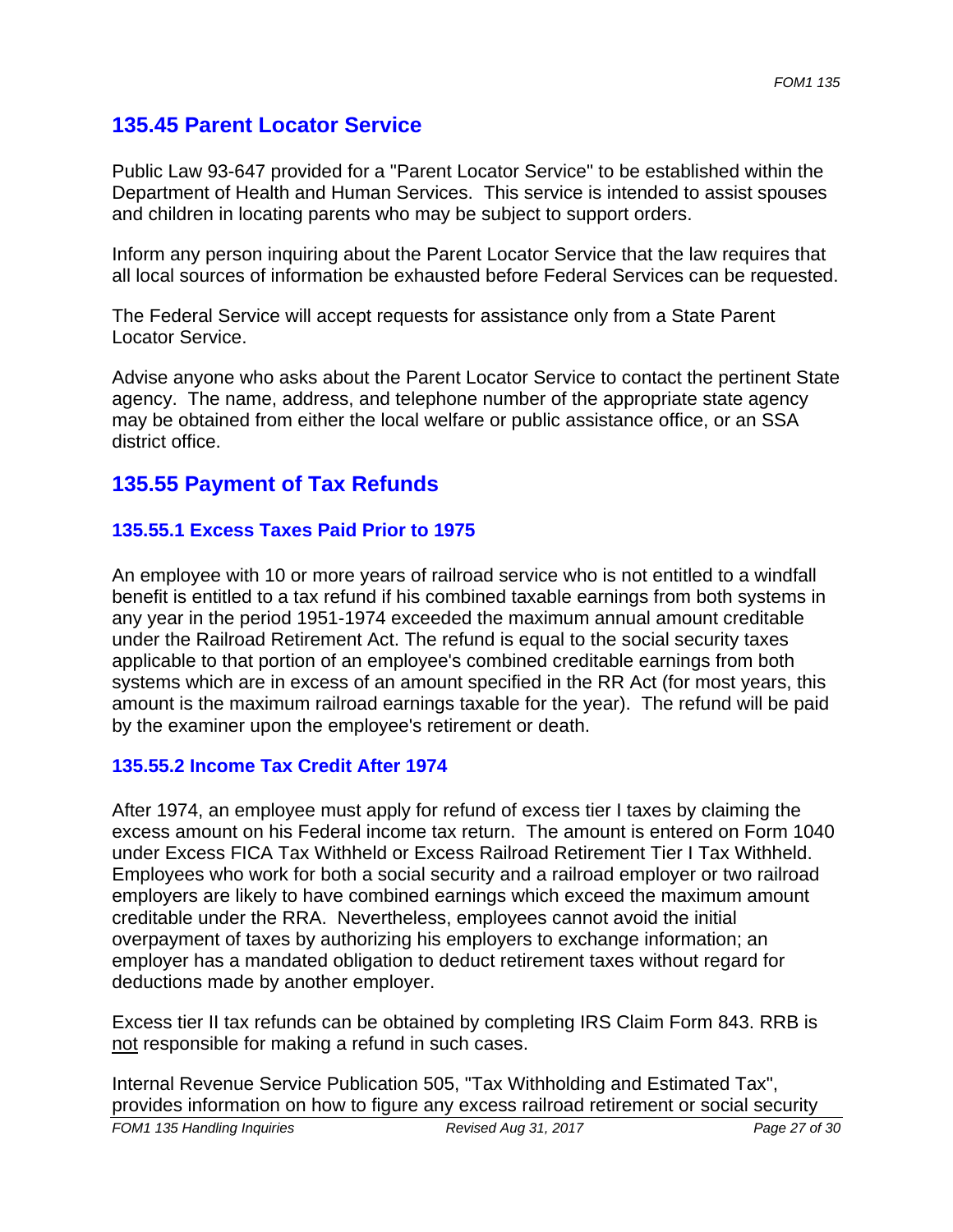## 135.45 Parent Locator Service

Public Law 93-647 provided for a "Parent Locator Service" to be established within the Department of Health and Human Services. This service is intended to assist spouses and children in locating parents who may be subject to support orders.

Inform any person inquiring about the Parent Locator Service that the law requires that all local sources of information be exhausted before Federal Services can be requested.

The Federal Service will accept requests for assistance only from a State Parent Locator Service.

Advise anyone who asks about the Parent Locator Service to contact the pertinent State agency. The name, address, and telephone number of the appropriate state agency may be obtained from either the local welfare or public assistance office, or an SSA district office.

## 135.55 Payment of Tax Refunds

### 135.55.1 Excess Taxes Paid Prior to 1975

An employee with 10 or more years of railroad service who is not entitled to a windfall benefit is entitled to a tax refund if his combined taxable earnings from both systems in any year in the period 1951-1974 exceeded the maximum annual amount creditable under the Railroad Retirement Act. The refund is equal to the social security taxes applicable to that portion of an employee's combined creditable earnings from both systems which are in excess of an amount specified in the RR Act (for most years, this amount is the maximum railroad earnings taxable for the year). The refund will be paid by the examiner upon the employee's retirement or death.

### 135.55.2 Income Tax Credit After 1974

After 1974, an employee must apply for refund of excess tier I taxes by claiming the excess amount on his Federal income tax return. The amount is entered on Form 1040 under Excess FICA Tax Withheld or Excess Railroad Retirement Tier I Tax Withheld. Employees who work for both a social security and a railroad employer or two railroad employers are likely to have combined earnings which exceed the maximum amount creditable under the RRA. Nevertheless, employees cannot avoid the initial overpayment of taxes by authorizing his employers to exchange information; an employer has a mandated obligation to deduct retirement taxes without regard for deductions made by another employer.

Excess tier II tax refunds can be obtained by completing IRS Claim Form 843. RRB is not responsible for making a refund in such cases.

Internal Revenue Service Publication 505, "Tax Withholding and Estimated Tax", provides information on how to figure any excess railroad retirement or social security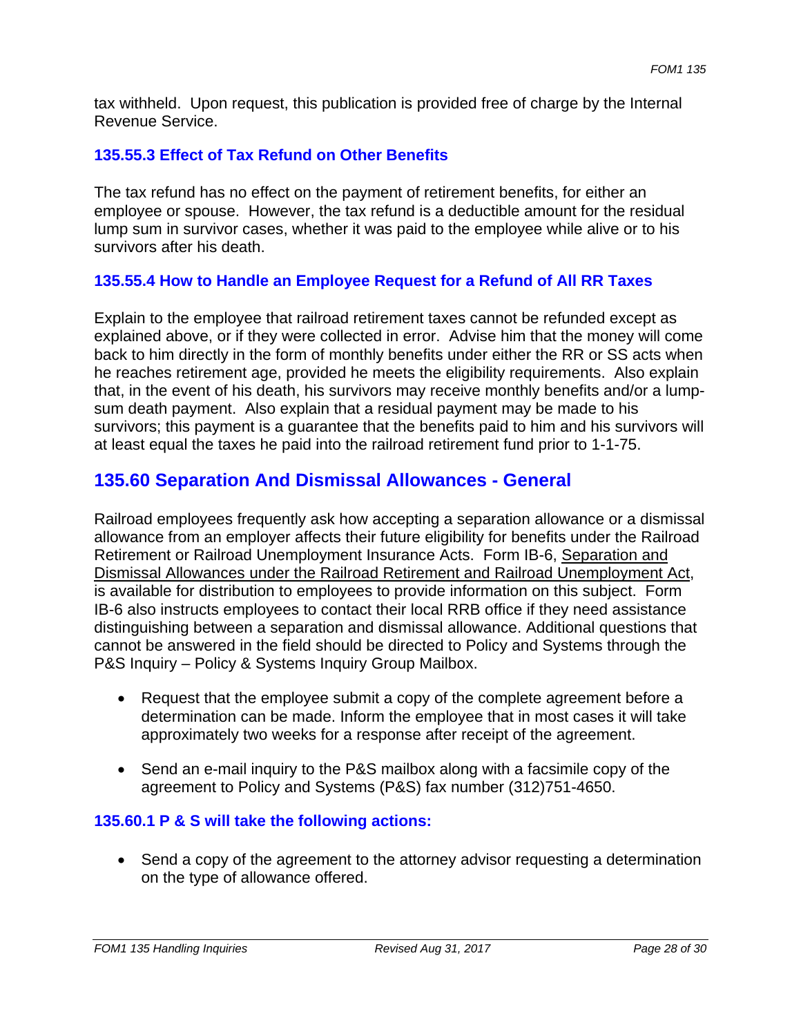tax withheld. Upon request, this publication is provided free of charge by the Internal Revenue Service.

### 135.55.3 Effect of Tax Refund on Other Benefits

The tax refund has no effect on the payment of retirement benefits, for either an employee or spouse. However, the tax refund is a deductible amount for the residual lump sum in survivor cases, whether it was paid to the employee while alive or to his survivors after his death.

### 135.55.4 How to Handle an Employee Request for a Refund of All RR Taxes

Explain to the employee that railroad retirement taxes cannot be refunded except as explained above, or if they were collected in error. Advise him that the money will come back to him directly in the form of monthly benefits under either the RR or SS acts when he reaches retirement age, provided he meets the eligibility requirements. Also explain that, in the event of his death, his survivors may receive monthly benefits and/or a lump-sum death payment. Also explain that a residual payment may be made to his survivors; this payment is a guarantee that the benefits paid to him and his survivors will at least equal the taxes he paid into the railroad retirement fund prior to 1-1-75.

## 135.60 Separation And Dismissal Allowances - General

Railroad employees frequently ask how accepting a separation allowance or a dismissal allowance from an employer affects their future eligibility for benefits under the Railroad Retirement or Railroad Unemployment Insurance Acts. Form IB-6, Separation and Dismissal Allowances under the Railroad Retirement and Railroad Unemployment Act, is available for distribution to employees to provide information on this subject. Form IB-6 also instructs employees to contact their local RRB office if they need assistance distinguishing between a separation and dismissal allowance. Additional questions that cannot be answered in the field should be directed to Policy and Systems through the P&S Inquiry – Policy & Systems Inquiry Group Mailbox.

- Request that the employee submit a copy of the complete agreement before a determination can be made. Inform the employee that in most cases it will take approximately two weeks for a response after receipt of the agreement.
- Send an e-mail inquiry to the P&S mailbox along with a facsimile copy of the agreement to Policy and Systems (P&S) fax number (312)751-4650.

### 135.60.1 P & S will take the following actions:

- Send a copy of the agreement to the attorney advisor requesting a determination on the type of allowance offered.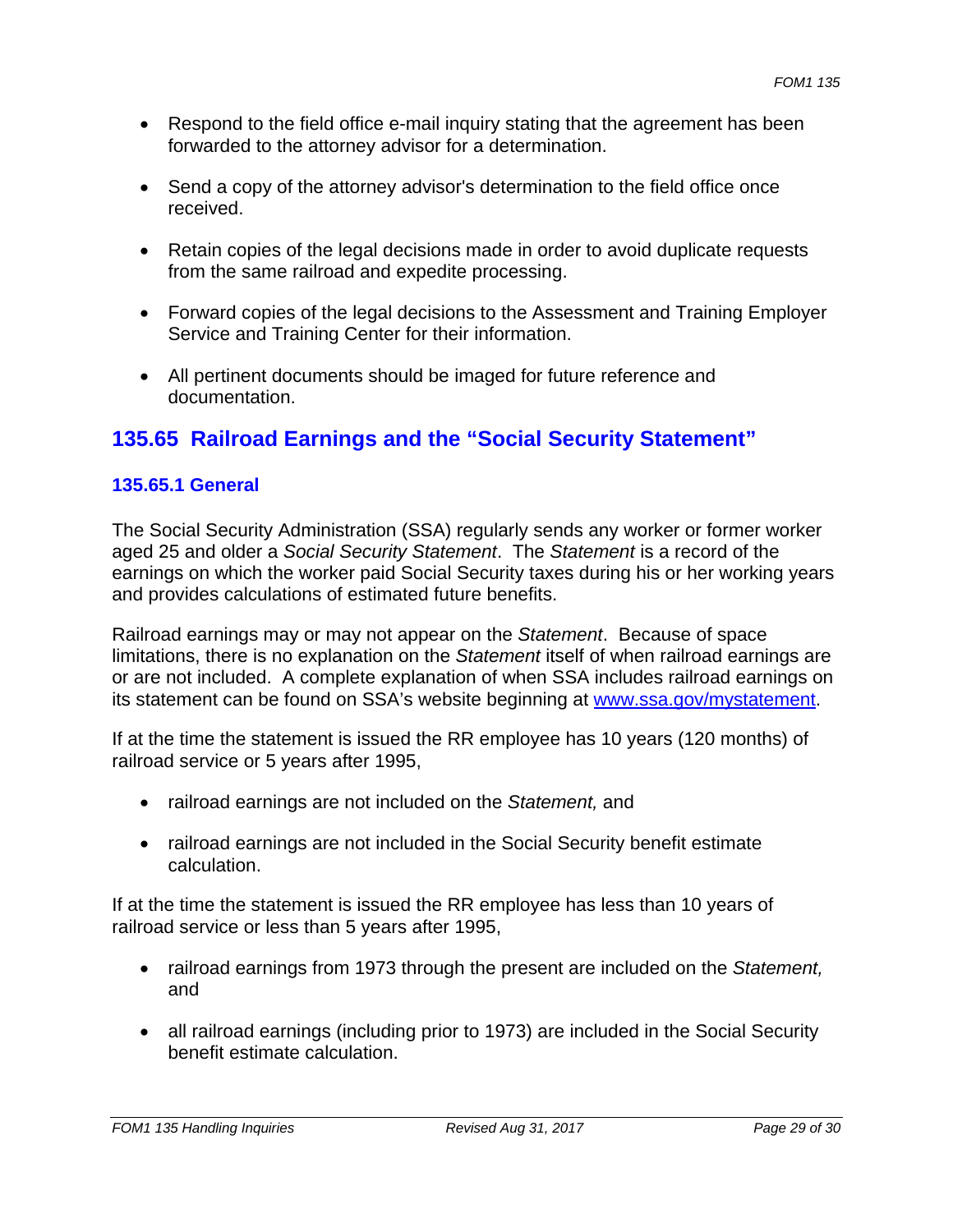- Respond to the field office e-mail inquiry stating that the agreement has been forwarded to the attorney advisor for a determination.

- Send a copy of the attorney advisor's determination to the field office once received.

- Retain copies of the legal decisions made in order to avoid duplicate requests from the same railroad and expedite processing.

- Forward copies of the legal decisions to the Assessment and Training Employer Service and Training Center for their information.

- All pertinent documents should be imaged for future reference and documentation.

## 135.65 Railroad Earnings and the "Social Security Statement"

### 135.65.1 General

The Social Security Administration (SSA) regularly sends any worker or former worker aged 25 and older a *Social Security Statement*. The *Statement* is a record of the earnings on which the worker paid Social Security taxes during his or her working years and provides calculations of estimated future benefits.

Railroad earnings may or may not appear on the *Statement*. Because of space limitations, there is no explanation on the *Statement* itself of when railroad earnings are or are not included. A complete explanation of when SSA includes railroad earnings on its statement can be found on SSA's website beginning at [www.ssa.gov/mystatement](www.ssa.gov/mystatement).

If at the time the statement is issued the RR employee has 10 years (120 months) of railroad service or 5 years after 1995,

- railroad earnings are not included on the *Statement,* and

- railroad earnings are not included in the Social Security benefit estimate calculation.

If at the time the statement is issued the RR employee has less than 10 years of railroad service or less than 5 years after 1995,

- railroad earnings from 1973 through the present are included on the *Statement,* and

- all railroad earnings (including prior to 1973) are included in the Social Security benefit estimate calculation.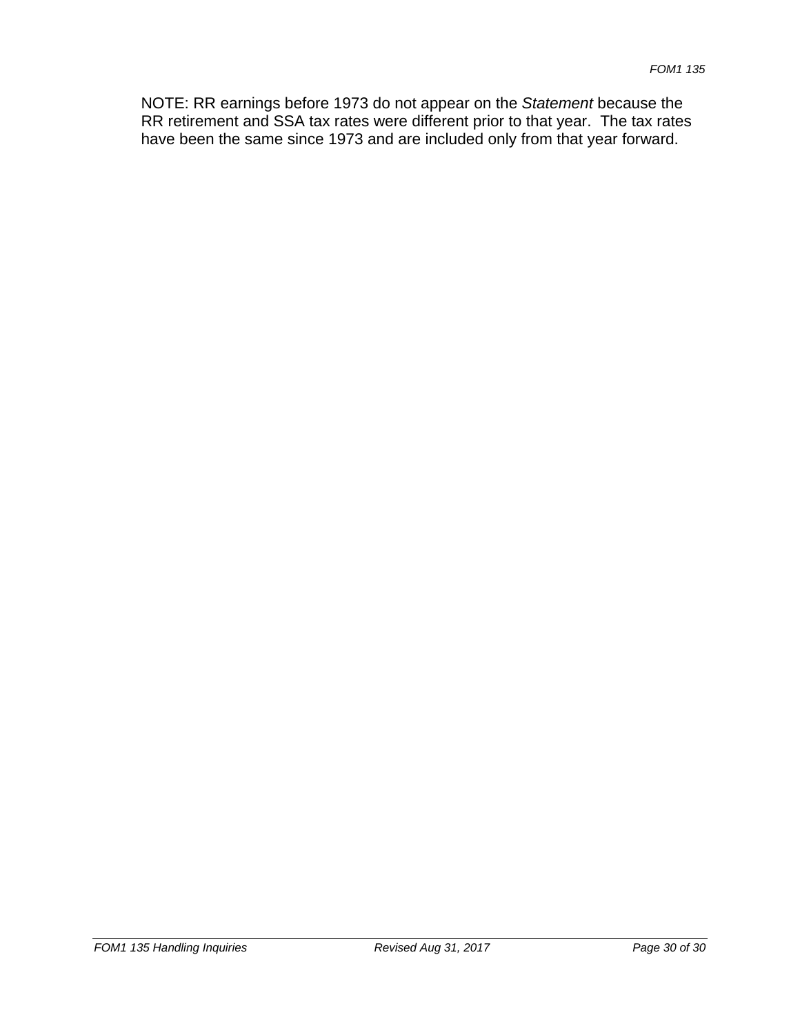NOTE: RR earnings before 1973 do not appear on the *Statement* because the RR retirement and SSA tax rates were different prior to that year. The tax rates have been the same since 1973 and are included only from that year forward.